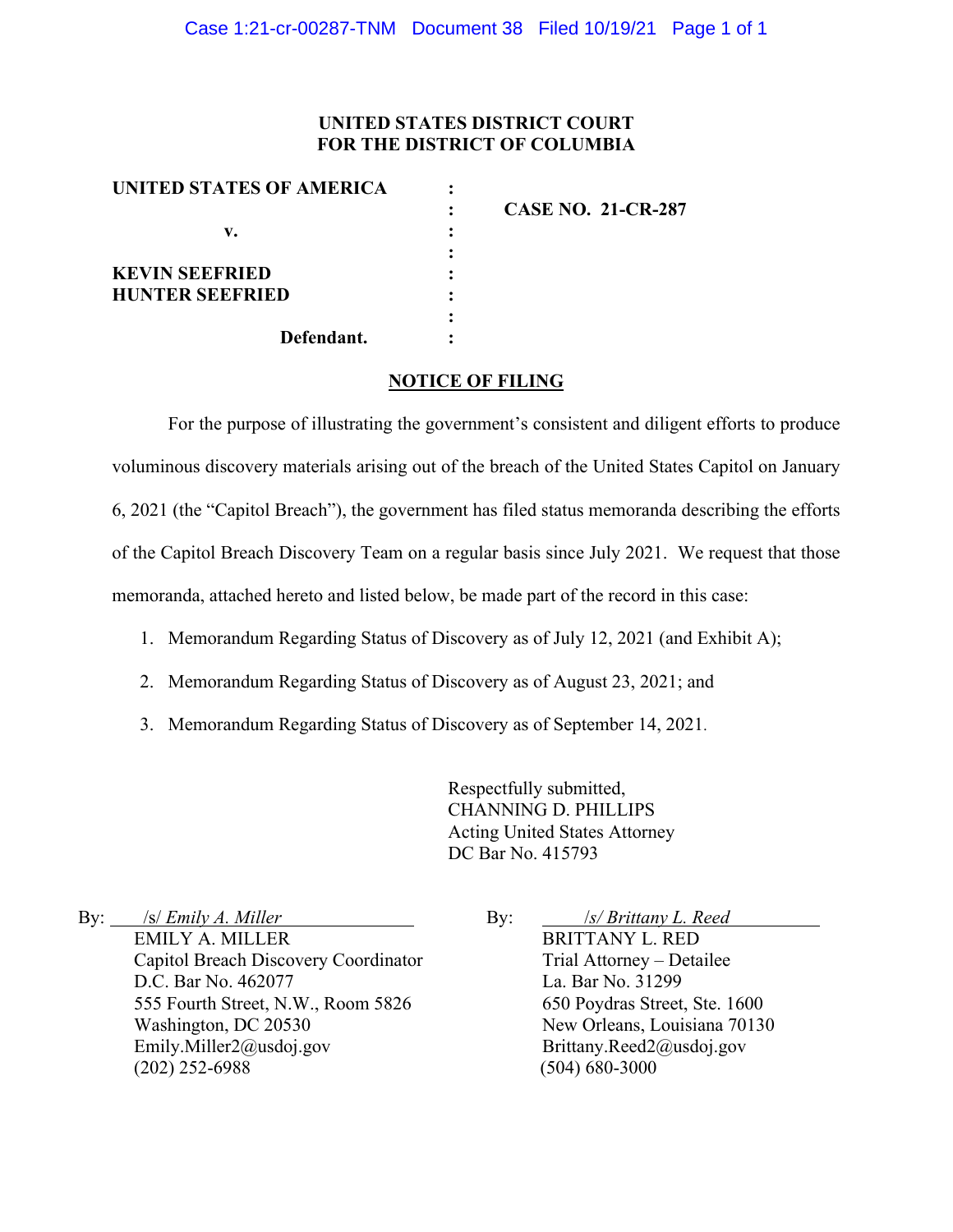**UNITED STATES DISTRICT COURT**
**FOR THE DISTRICT OF COLUMBIA**

| | | |
|---|---|---|
| **UNITED STATES OF AMERICA** | : | |
| | : | **CASE NO. 21-CR-287** |
| **v.** | : | |
| | : | |
| **KEVIN SEEFRIED** | : | |
| **HUNTER SEEFRIED** | : | |
| | : | |
| **Defendant.** | : | |

**NOTICE OF FILING**

For the purpose of illustrating the government's consistent and diligent efforts to produce voluminous discovery materials arising out of the breach of the United States Capitol on January 6, 2021 (the "Capitol Breach"), the government has filed status memoranda describing the efforts of the Capitol Breach Discovery Team on a regular basis since July 2021. We request that those memoranda, attached hereto and listed below, be made part of the record in this case:

1. Memorandum Regarding Status of Discovery as of July 12, 2021 (and Exhibit A);
2. Memorandum Regarding Status of Discovery as of August 23, 2021; and
3. Memorandum Regarding Status of Discovery as of September 14, 2021.

Respectfully submitted,
CHANNING D. PHILLIPS
Acting United States Attorney
DC Bar No. 415793

By: /s/ *Emily A. Miller*
EMILY A. MILLER
Capitol Breach Discovery Coordinator
D.C. Bar No. 462077
555 Fourth Street, N.W., Room 5826
Washington, DC 20530
Emily.Miller2@usdoj.gov
(202) 252-6988

By: /s/ *Brittany L. Reed*
BRITTANY L. RED
Trial Attorney – Detailee
La. Bar No. 31299
650 Poydras Street, Ste. 1600
New Orleans, Louisiana 70130
Brittany.Reed2@usdoj.gov
(504) 680-3000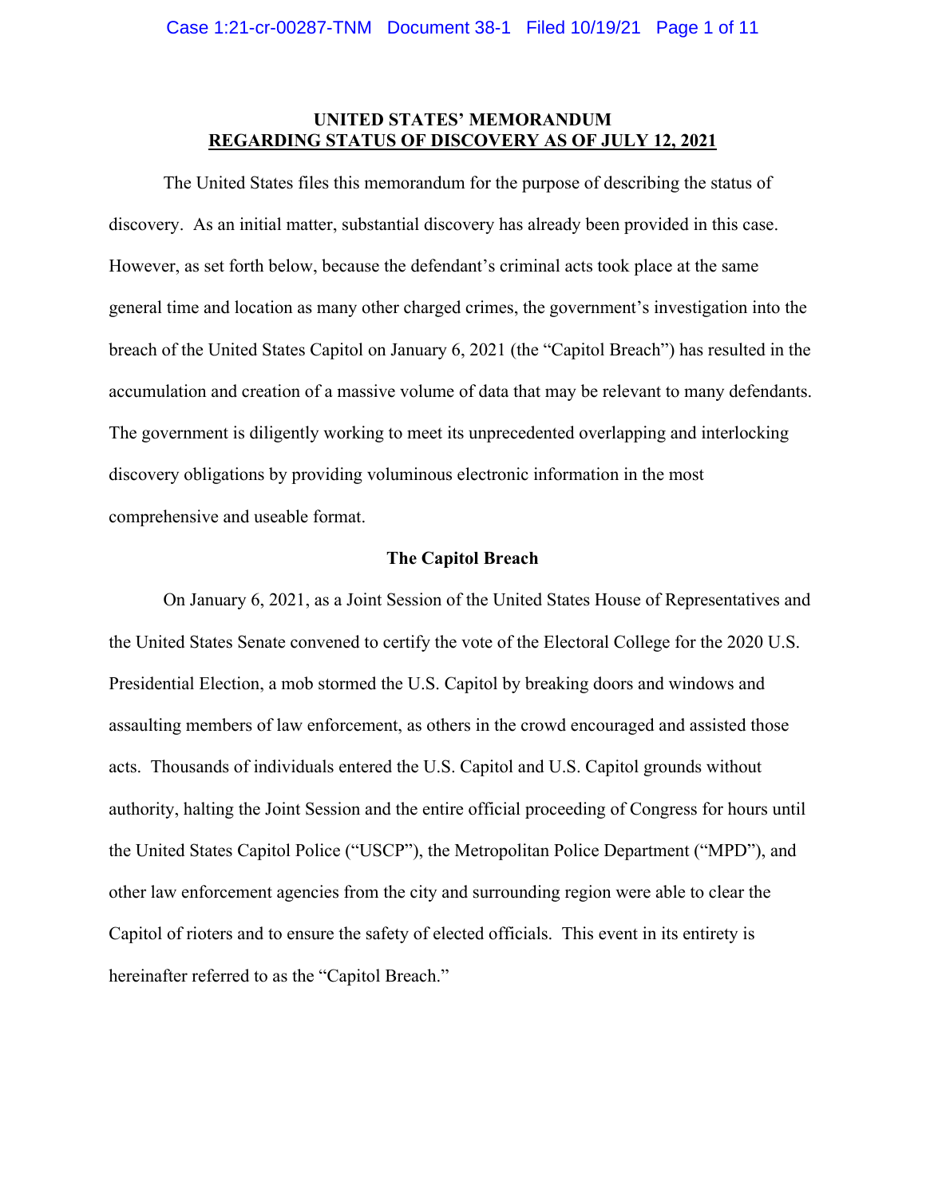**UNITED STATES' MEMORANDUM**
**REGARDING STATUS OF DISCOVERY AS OF JULY 12, 2021**

The United States files this memorandum for the purpose of describing the status of discovery. As an initial matter, substantial discovery has already been provided in this case. However, as set forth below, because the defendant's criminal acts took place at the same general time and location as many other charged crimes, the government's investigation into the breach of the United States Capitol on January 6, 2021 (the "Capitol Breach") has resulted in the accumulation and creation of a massive volume of data that may be relevant to many defendants. The government is diligently working to meet its unprecedented overlapping and interlocking discovery obligations by providing voluminous electronic information in the most comprehensive and useable format.

**The Capitol Breach**

On January 6, 2021, as a Joint Session of the United States House of Representatives and the United States Senate convened to certify the vote of the Electoral College for the 2020 U.S. Presidential Election, a mob stormed the U.S. Capitol by breaking doors and windows and assaulting members of law enforcement, as others in the crowd encouraged and assisted those acts. Thousands of individuals entered the U.S. Capitol and U.S. Capitol grounds without authority, halting the Joint Session and the entire official proceeding of Congress for hours until the United States Capitol Police ("USCP"), the Metropolitan Police Department ("MPD"), and other law enforcement agencies from the city and surrounding region were able to clear the Capitol of rioters and to ensure the safety of elected officials. This event in its entirety is hereinafter referred to as the "Capitol Breach."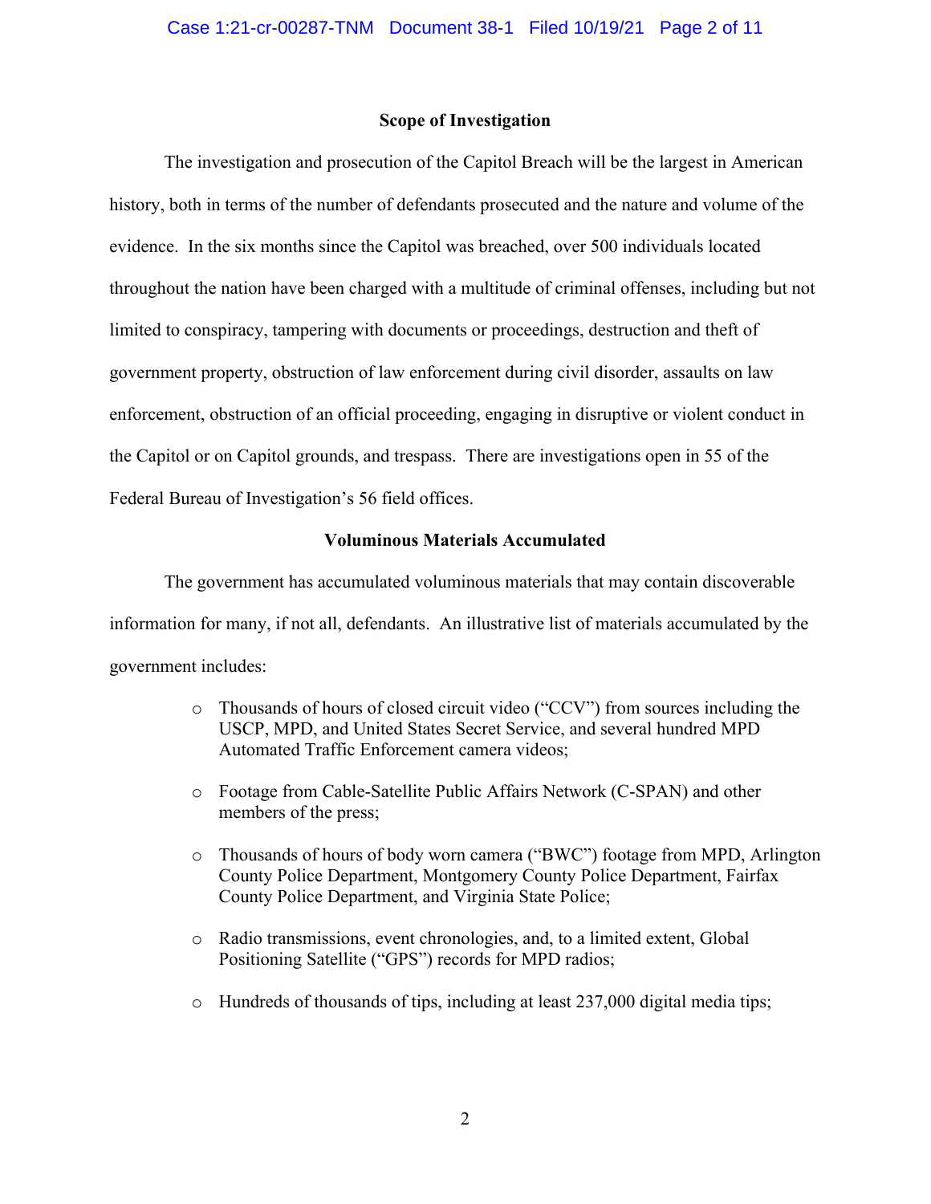### Scope of Investigation

The investigation and prosecution of the Capitol Breach will be the largest in American history, both in terms of the number of defendants prosecuted and the nature and volume of the evidence. In the six months since the Capitol was breached, over 500 individuals located throughout the nation have been charged with a multitude of criminal offenses, including but not limited to conspiracy, tampering with documents or proceedings, destruction and theft of government property, obstruction of law enforcement during civil disorder, assaults on law enforcement, obstruction of an official proceeding, engaging in disruptive or violent conduct in the Capitol or on Capitol grounds, and trespass. There are investigations open in 55 of the Federal Bureau of Investigation's 56 field offices.

### Voluminous Materials Accumulated

The government has accumulated voluminous materials that may contain discoverable information for many, if not all, defendants. An illustrative list of materials accumulated by the government includes:

- Thousands of hours of closed circuit video ("CCV") from sources including the USCP, MPD, and United States Secret Service, and several hundred MPD Automated Traffic Enforcement camera videos;
- Footage from Cable-Satellite Public Affairs Network (C-SPAN) and other members of the press;
- Thousands of hours of body worn camera ("BWC") footage from MPD, Arlington County Police Department, Montgomery County Police Department, Fairfax County Police Department, and Virginia State Police;
- Radio transmissions, event chronologies, and, to a limited extent, Global Positioning Satellite ("GPS") records for MPD radios;
- Hundreds of thousands of tips, including at least 237,000 digital media tips;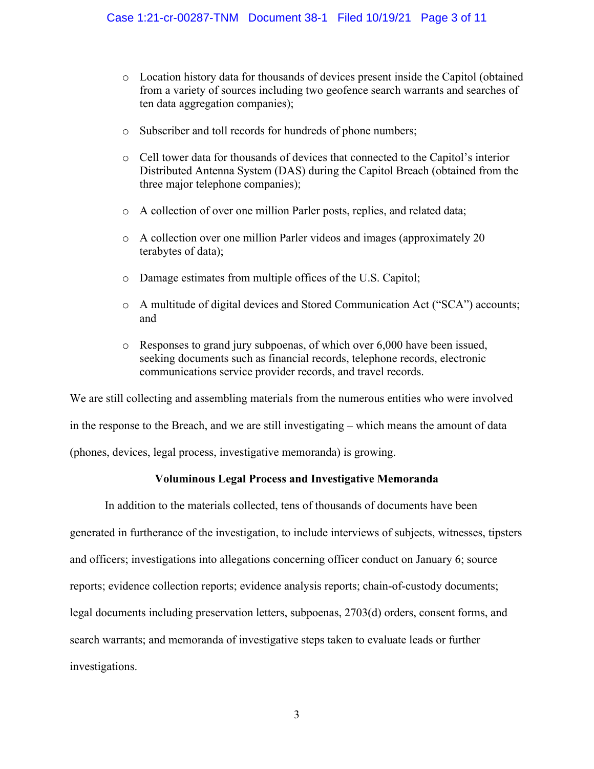- Location history data for thousands of devices present inside the Capitol (obtained from a variety of sources including two geofence search warrants and searches of ten data aggregation companies);
- Subscriber and toll records for hundreds of phone numbers;
- Cell tower data for thousands of devices that connected to the Capitol's interior Distributed Antenna System (DAS) during the Capitol Breach (obtained from the three major telephone companies);
- A collection of over one million Parler posts, replies, and related data;
- A collection over one million Parler videos and images (approximately 20 terabytes of data);
- Damage estimates from multiple offices of the U.S. Capitol;
- A multitude of digital devices and Stored Communication Act ("SCA") accounts; and
- Responses to grand jury subpoenas, of which over 6,000 have been issued, seeking documents such as financial records, telephone records, electronic communications service provider records, and travel records.

We are still collecting and assembling materials from the numerous entities who were involved in the response to the Breach, and we are still investigating – which means the amount of data (phones, devices, legal process, investigative memoranda) is growing.

**Voluminous Legal Process and Investigative Memoranda**

In addition to the materials collected, tens of thousands of documents have been generated in furtherance of the investigation, to include interviews of subjects, witnesses, tipsters and officers; investigations into allegations concerning officer conduct on January 6; source reports; evidence collection reports; evidence analysis reports; chain-of-custody documents; legal documents including preservation letters, subpoenas, 2703(d) orders, consent forms, and search warrants; and memoranda of investigative steps taken to evaluate leads or further investigations.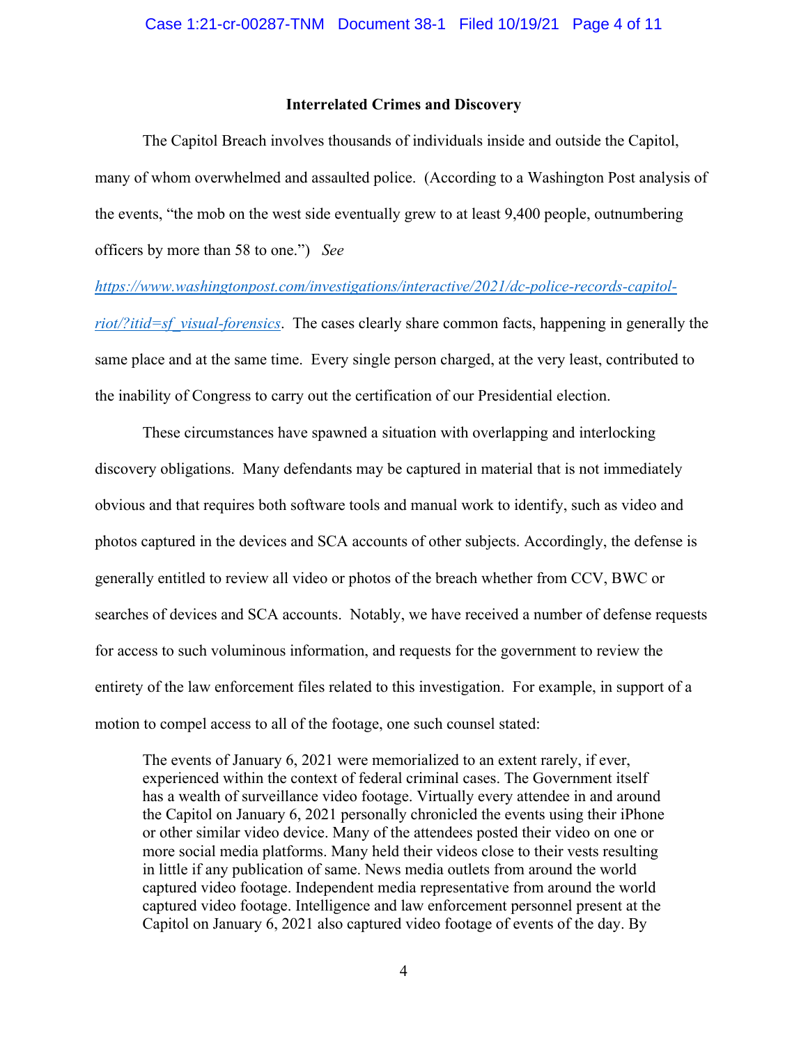**Interrelated Crimes and Discovery**

The Capitol Breach involves thousands of individuals inside and outside the Capitol, many of whom overwhelmed and assaulted police. (According to a Washington Post analysis of the events, "the mob on the west side eventually grew to at least 9,400 people, outnumbering officers by more than 58 to one.") *See* https://www.washingtonpost.com/investigations/interactive/2021/dc-police-records-capitol-riot/?itid=sf_visual-forensics. The cases clearly share common facts, happening in generally the same place and at the same time. Every single person charged, at the very least, contributed to the inability of Congress to carry out the certification of our Presidential election.

These circumstances have spawned a situation with overlapping and interlocking discovery obligations. Many defendants may be captured in material that is not immediately obvious and that requires both software tools and manual work to identify, such as video and photos captured in the devices and SCA accounts of other subjects. Accordingly, the defense is generally entitled to review all video or photos of the breach whether from CCV, BWC or searches of devices and SCA accounts. Notably, we have received a number of defense requests for access to such voluminous information, and requests for the government to review the entirety of the law enforcement files related to this investigation. For example, in support of a motion to compel access to all of the footage, one such counsel stated:

> The events of January 6, 2021 were memorialized to an extent rarely, if ever, experienced within the context of federal criminal cases. The Government itself has a wealth of surveillance video footage. Virtually every attendee in and around the Capitol on January 6, 2021 personally chronicled the events using their iPhone or other similar video device. Many of the attendees posted their video on one or more social media platforms. Many held their videos close to their vests resulting in little if any publication of same. News media outlets from around the world captured video footage. Independent media representative from around the world captured video footage. Intelligence and law enforcement personnel present at the Capitol on January 6, 2021 also captured video footage of events of the day. By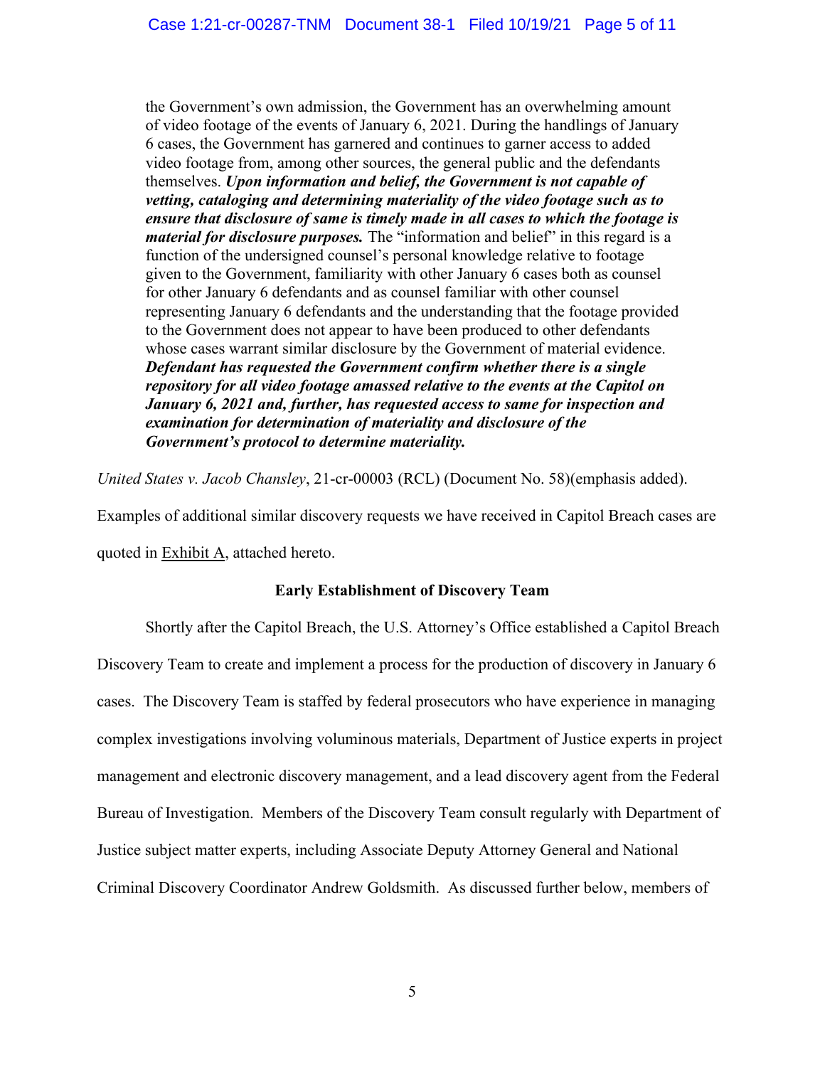> the Government's own admission, the Government has an overwhelming amount of video footage of the events of January 6, 2021. During the handlings of January 6 cases, the Government has garnered and continues to garner access to added video footage from, among other sources, the general public and the defendants themselves. ***Upon information and belief, the Government is not capable of vetting, cataloging and determining materiality of the video footage such as to ensure that disclosure of same is timely made in all cases to which the footage is material for disclosure purposes.*** The "information and belief" in this regard is a function of the undersigned counsel's personal knowledge relative to footage given to the Government, familiarity with other January 6 cases both as counsel for other January 6 defendants and as counsel familiar with other counsel representing January 6 defendants and the understanding that the footage provided to the Government does not appear to have been produced to other defendants whose cases warrant similar disclosure by the Government of material evidence. ***Defendant has requested the Government confirm whether there is a single repository for all video footage amassed relative to the events at the Capitol on January 6, 2021 and, further, has requested access to same for inspection and examination for determination of materiality and disclosure of the Government's protocol to determine materiality.***

*United States v. Jacob Chansley*, 21-cr-00003 (RCL) (Document No. 58)(emphasis added).

Examples of additional similar discovery requests we have received in Capitol Breach cases are quoted in Exhibit A, attached hereto.

**Early Establishment of Discovery Team**

Shortly after the Capitol Breach, the U.S. Attorney's Office established a Capitol Breach Discovery Team to create and implement a process for the production of discovery in January 6 cases. The Discovery Team is staffed by federal prosecutors who have experience in managing complex investigations involving voluminous materials, Department of Justice experts in project management and electronic discovery management, and a lead discovery agent from the Federal Bureau of Investigation. Members of the Discovery Team consult regularly with Department of Justice subject matter experts, including Associate Deputy Attorney General and National Criminal Discovery Coordinator Andrew Goldsmith. As discussed further below, members of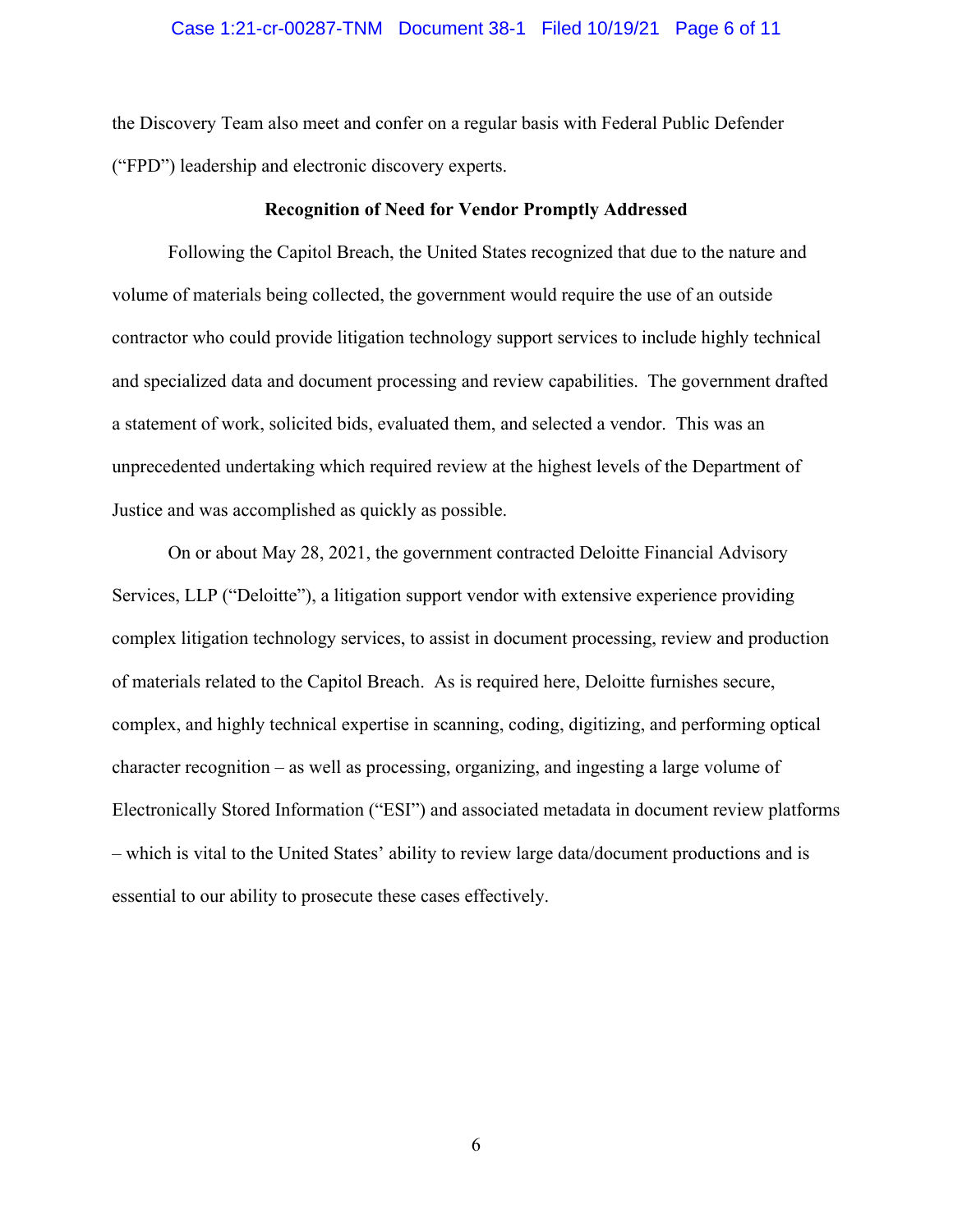the Discovery Team also meet and confer on a regular basis with Federal Public Defender ("FPD") leadership and electronic discovery experts.

**Recognition of Need for Vendor Promptly Addressed**

Following the Capitol Breach, the United States recognized that due to the nature and volume of materials being collected, the government would require the use of an outside contractor who could provide litigation technology support services to include highly technical and specialized data and document processing and review capabilities. The government drafted a statement of work, solicited bids, evaluated them, and selected a vendor. This was an unprecedented undertaking which required review at the highest levels of the Department of Justice and was accomplished as quickly as possible.

On or about May 28, 2021, the government contracted Deloitte Financial Advisory Services, LLP ("Deloitte"), a litigation support vendor with extensive experience providing complex litigation technology services, to assist in document processing, review and production of materials related to the Capitol Breach. As is required here, Deloitte furnishes secure, complex, and highly technical expertise in scanning, coding, digitizing, and performing optical character recognition – as well as processing, organizing, and ingesting a large volume of Electronically Stored Information ("ESI") and associated metadata in document review platforms – which is vital to the United States' ability to review large data/document productions and is essential to our ability to prosecute these cases effectively.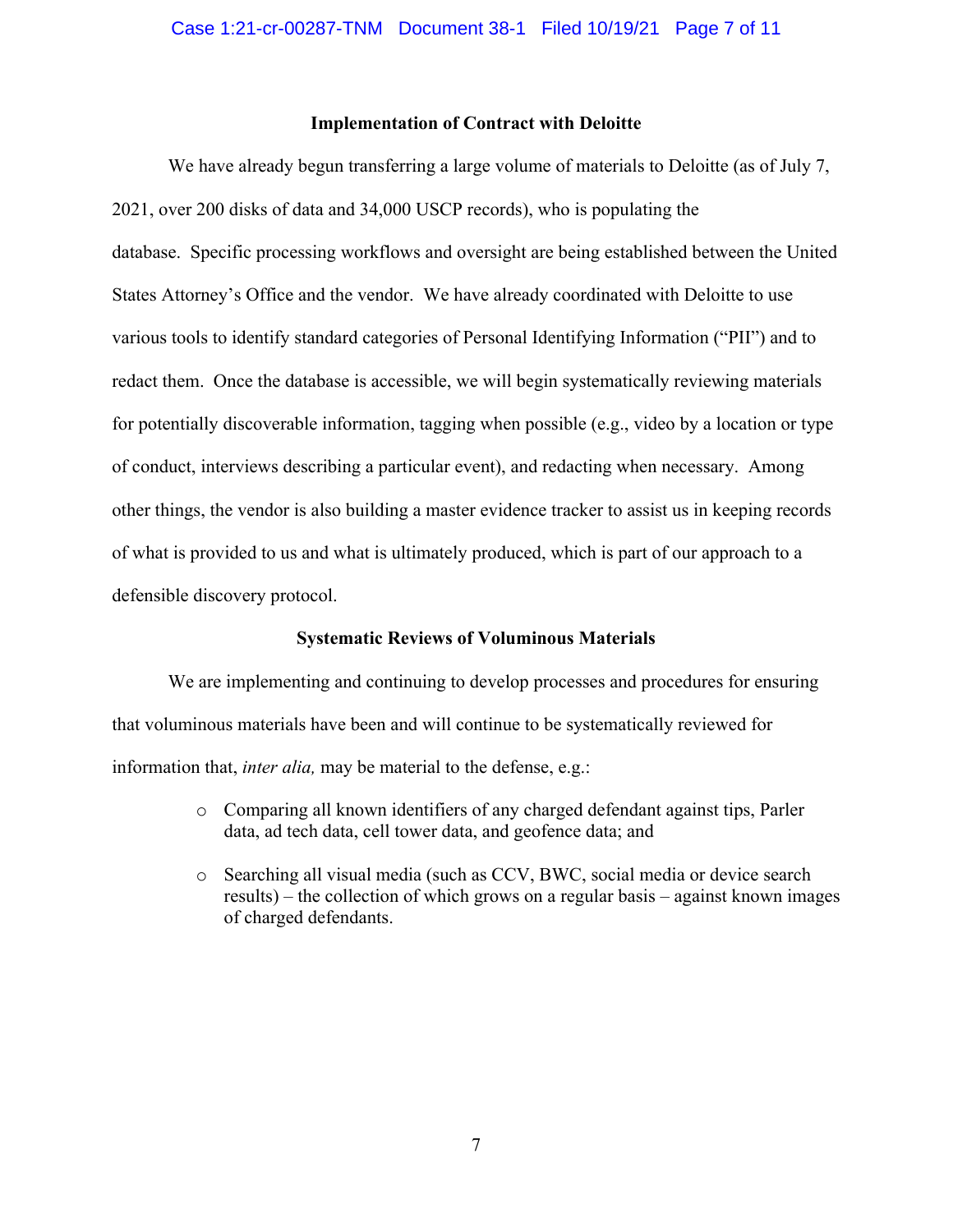### Implementation of Contract with Deloitte

We have already begun transferring a large volume of materials to Deloitte (as of July 7, 2021, over 200 disks of data and 34,000 USCP records), who is populating the database. Specific processing workflows and oversight are being established between the United States Attorney's Office and the vendor. We have already coordinated with Deloitte to use various tools to identify standard categories of Personal Identifying Information ("PII") and to redact them. Once the database is accessible, we will begin systematically reviewing materials for potentially discoverable information, tagging when possible (e.g., video by a location or type of conduct, interviews describing a particular event), and redacting when necessary. Among other things, the vendor is also building a master evidence tracker to assist us in keeping records of what is provided to us and what is ultimately produced, which is part of our approach to a defensible discovery protocol.

### Systematic Reviews of Voluminous Materials

We are implementing and continuing to develop processes and procedures for ensuring that voluminous materials have been and will continue to be systematically reviewed for information that, *inter alia,* may be material to the defense, e.g.:

- Comparing all known identifiers of any charged defendant against tips, Parler data, ad tech data, cell tower data, and geofence data; and
- Searching all visual media (such as CCV, BWC, social media or device search results) – the collection of which grows on a regular basis – against known images of charged defendants.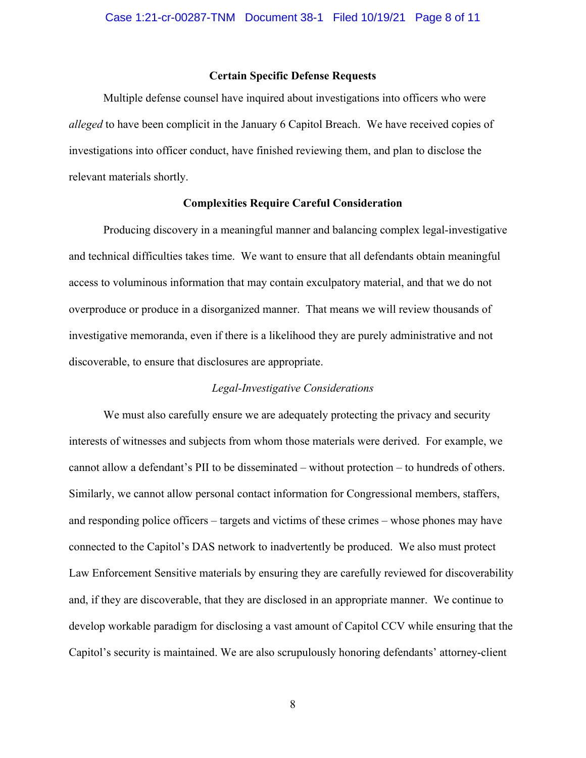**Certain Specific Defense Requests**

Multiple defense counsel have inquired about investigations into officers who were *alleged* to have been complicit in the January 6 Capitol Breach. We have received copies of investigations into officer conduct, have finished reviewing them, and plan to disclose the relevant materials shortly.

**Complexities Require Careful Consideration**

Producing discovery in a meaningful manner and balancing complex legal-investigative and technical difficulties takes time. We want to ensure that all defendants obtain meaningful access to voluminous information that may contain exculpatory material, and that we do not overproduce or produce in a disorganized manner. That means we will review thousands of investigative memoranda, even if there is a likelihood they are purely administrative and not discoverable, to ensure that disclosures are appropriate.

*Legal-Investigative Considerations*

We must also carefully ensure we are adequately protecting the privacy and security interests of witnesses and subjects from whom those materials were derived. For example, we cannot allow a defendant's PII to be disseminated – without protection – to hundreds of others. Similarly, we cannot allow personal contact information for Congressional members, staffers, and responding police officers – targets and victims of these crimes – whose phones may have connected to the Capitol's DAS network to inadvertently be produced. We also must protect Law Enforcement Sensitive materials by ensuring they are carefully reviewed for discoverability and, if they are discoverable, that they are disclosed in an appropriate manner. We continue to develop workable paradigm for disclosing a vast amount of Capitol CCV while ensuring that the Capitol's security is maintained. We are also scrupulously honoring defendants' attorney-client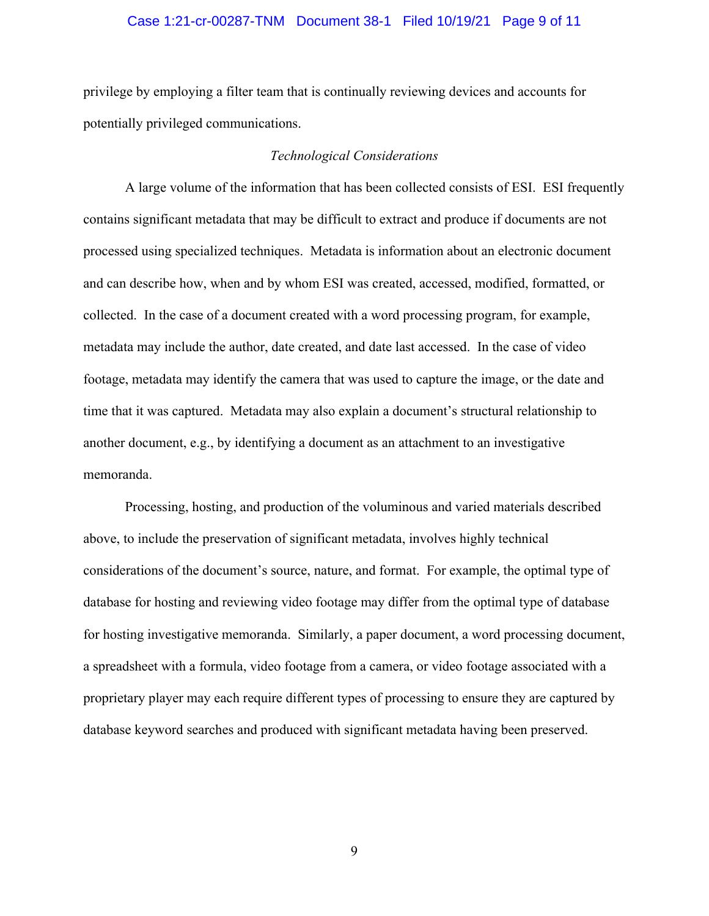privilege by employing a filter team that is continually reviewing devices and accounts for potentially privileged communications.

*Technological Considerations*

A large volume of the information that has been collected consists of ESI. ESI frequently contains significant metadata that may be difficult to extract and produce if documents are not processed using specialized techniques. Metadata is information about an electronic document and can describe how, when and by whom ESI was created, accessed, modified, formatted, or collected. In the case of a document created with a word processing program, for example, metadata may include the author, date created, and date last accessed. In the case of video footage, metadata may identify the camera that was used to capture the image, or the date and time that it was captured. Metadata may also explain a document's structural relationship to another document, e.g., by identifying a document as an attachment to an investigative memoranda.

Processing, hosting, and production of the voluminous and varied materials described above, to include the preservation of significant metadata, involves highly technical considerations of the document's source, nature, and format. For example, the optimal type of database for hosting and reviewing video footage may differ from the optimal type of database for hosting investigative memoranda. Similarly, a paper document, a word processing document, a spreadsheet with a formula, video footage from a camera, or video footage associated with a proprietary player may each require different types of processing to ensure they are captured by database keyword searches and produced with significant metadata having been preserved.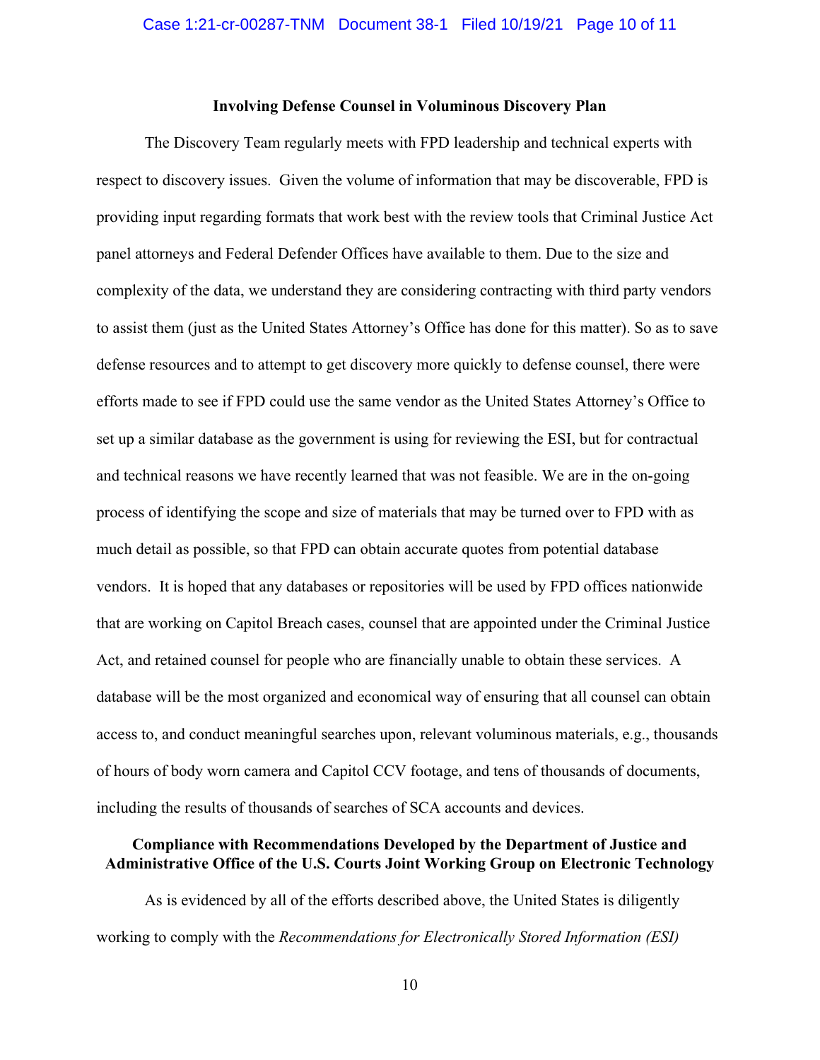### Involving Defense Counsel in Voluminous Discovery Plan

The Discovery Team regularly meets with FPD leadership and technical experts with respect to discovery issues. Given the volume of information that may be discoverable, FPD is providing input regarding formats that work best with the review tools that Criminal Justice Act panel attorneys and Federal Defender Offices have available to them. Due to the size and complexity of the data, we understand they are considering contracting with third party vendors to assist them (just as the United States Attorney's Office has done for this matter). So as to save defense resources and to attempt to get discovery more quickly to defense counsel, there were efforts made to see if FPD could use the same vendor as the United States Attorney's Office to set up a similar database as the government is using for reviewing the ESI, but for contractual and technical reasons we have recently learned that was not feasible. We are in the on-going process of identifying the scope and size of materials that may be turned over to FPD with as much detail as possible, so that FPD can obtain accurate quotes from potential database vendors. It is hoped that any databases or repositories will be used by FPD offices nationwide that are working on Capitol Breach cases, counsel that are appointed under the Criminal Justice Act, and retained counsel for people who are financially unable to obtain these services. A database will be the most organized and economical way of ensuring that all counsel can obtain access to, and conduct meaningful searches upon, relevant voluminous materials, e.g., thousands of hours of body worn camera and Capitol CCV footage, and tens of thousands of documents, including the results of thousands of searches of SCA accounts and devices.

### Compliance with Recommendations Developed by the Department of Justice and Administrative Office of the U.S. Courts Joint Working Group on Electronic Technology

As is evidenced by all of the efforts described above, the United States is diligently working to comply with the *Recommendations for Electronically Stored Information (ESI)*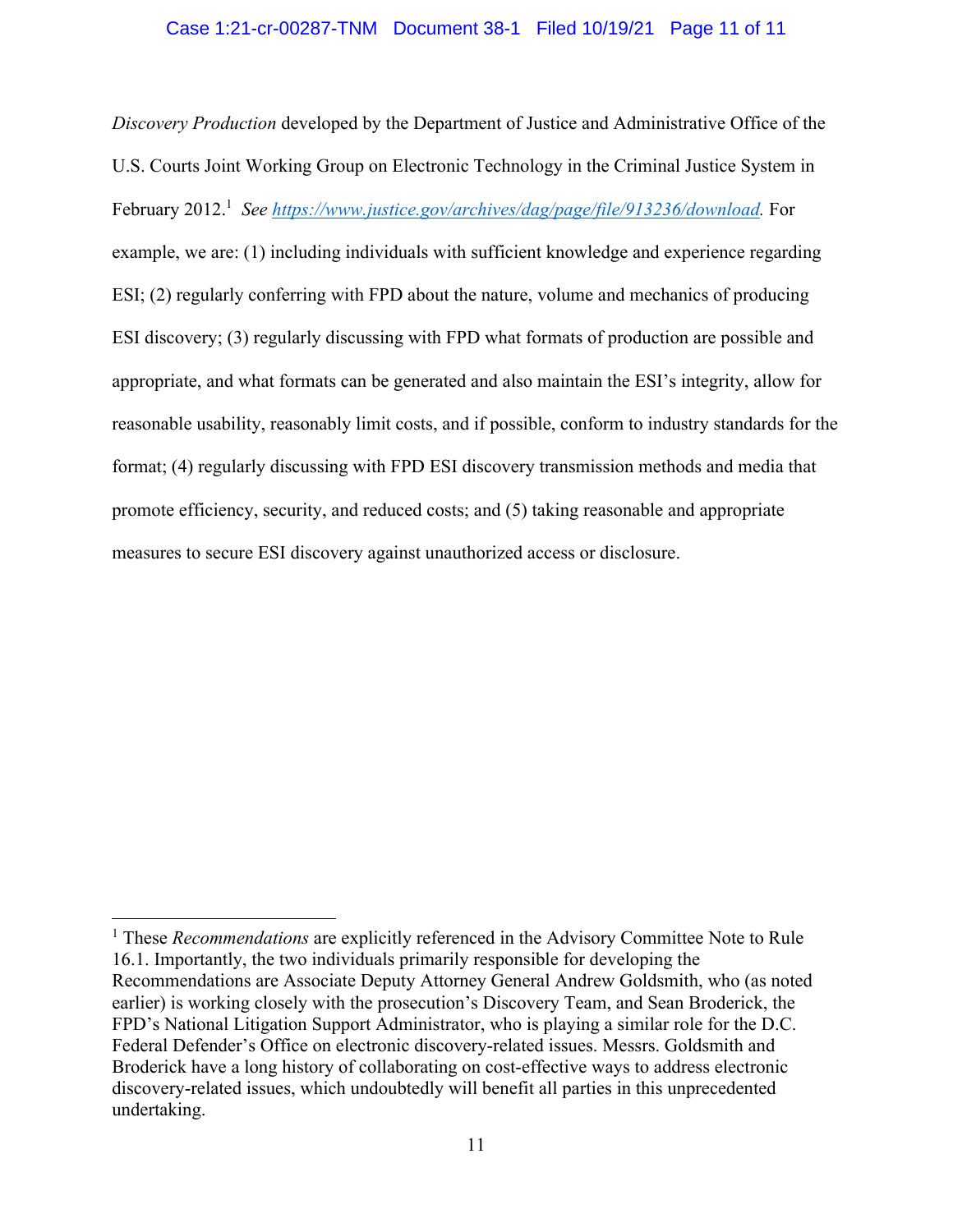*Discovery Production* developed by the Department of Justice and Administrative Office of the U.S. Courts Joint Working Group on Electronic Technology in the Criminal Justice System in February 2012.[1] *See* https://www.justice.gov/archives/dag/page/file/913236/download. For example, we are: (1) including individuals with sufficient knowledge and experience regarding ESI; (2) regularly conferring with FPD about the nature, volume and mechanics of producing ESI discovery; (3) regularly discussing with FPD what formats of production are possible and appropriate, and what formats can be generated and also maintain the ESI's integrity, allow for reasonable usability, reasonably limit costs, and if possible, conform to industry standards for the format; (4) regularly discussing with FPD ESI discovery transmission methods and media that promote efficiency, security, and reduced costs; and (5) taking reasonable and appropriate measures to secure ESI discovery against unauthorized access or disclosure.

---

[1] These *Recommendations* are explicitly referenced in the Advisory Committee Note to Rule 16.1. Importantly, the two individuals primarily responsible for developing the Recommendations are Associate Deputy Attorney General Andrew Goldsmith, who (as noted earlier) is working closely with the prosecution's Discovery Team, and Sean Broderick, the FPD's National Litigation Support Administrator, who is playing a similar role for the D.C. Federal Defender's Office on electronic discovery-related issues. Messrs. Goldsmith and Broderick have a long history of collaborating on cost-effective ways to address electronic discovery-related issues, which undoubtedly will benefit all parties in this unprecedented undertaking.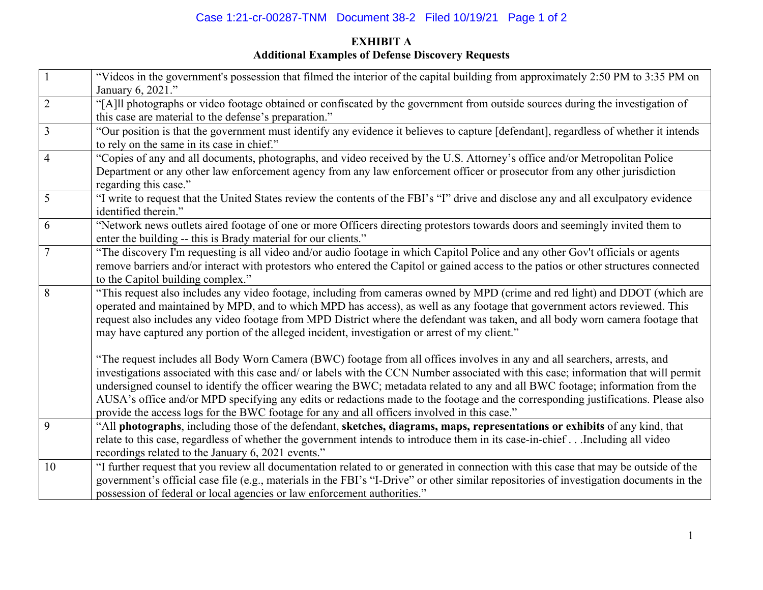**EXHIBIT A**
**Additional Examples of Defense Discovery Requests**

| | |
|---|---|
| 1 | "Videos in the government's possession that filmed the interior of the capital building from approximately 2:50 PM to 3:35 PM on January 6, 2021." |
| 2 | "[A]ll photographs or video footage obtained or confiscated by the government from outside sources during the investigation of this case are material to the defense's preparation." |
| 3 | "Our position is that the government must identify any evidence it believes to capture [defendant], regardless of whether it intends to rely on the same in its case in chief." |
| 4 | "Copies of any and all documents, photographs, and video received by the U.S. Attorney's office and/or Metropolitan Police Department or any other law enforcement agency from any law enforcement officer or prosecutor from any other jurisdiction regarding this case." |
| 5 | "I write to request that the United States review the contents of the FBI's "I" drive and disclose any and all exculpatory evidence identified therein." |
| 6 | "Network news outlets aired footage of one or more Officers directing protestors towards doors and seemingly invited them to enter the building -- this is Brady material for our clients." |
| 7 | "The discovery I'm requesting is all video and/or audio footage in which Capitol Police and any other Gov't officials or agents remove barriers and/or interact with protestors who entered the Capitol or gained access to the patios or other structures connected to the Capitol building complex." |
| 8 | "This request also includes any video footage, including from cameras owned by MPD (crime and red light) and DDOT (which are operated and maintained by MPD, and to which MPD has access), as well as any footage that government actors reviewed. This request also includes any video footage from MPD District where the defendant was taken, and all body worn camera footage that may have captured any portion of the alleged incident, investigation or arrest of my client." <br><br> "The request includes all Body Worn Camera (BWC) footage from all offices involves in any and all searchers, arrests, and investigations associated with this case and/ or labels with the CCN Number associated with this case; information that will permit undersigned counsel to identify the officer wearing the BWC; metadata related to any and all BWC footage; information from the AUSA's office and/or MPD specifying any edits or redactions made to the footage and the corresponding justifications. Please also provide the access logs for the BWC footage for any and all officers involved in this case." |
| 9 | "All **photographs**, including those of the defendant, **sketches, diagrams, maps, representations or exhibits** of any kind, that relate to this case, regardless of whether the government intends to introduce them in its case-in-chief . . .Including all video recordings related to the January 6, 2021 events." |
| 10 | "I further request that you review all documentation related to or generated in connection with this case that may be outside of the government's official case file (e.g., materials in the FBI's "I-Drive" or other similar repositories of investigation documents in the possession of federal or local agencies or law enforcement authorities." |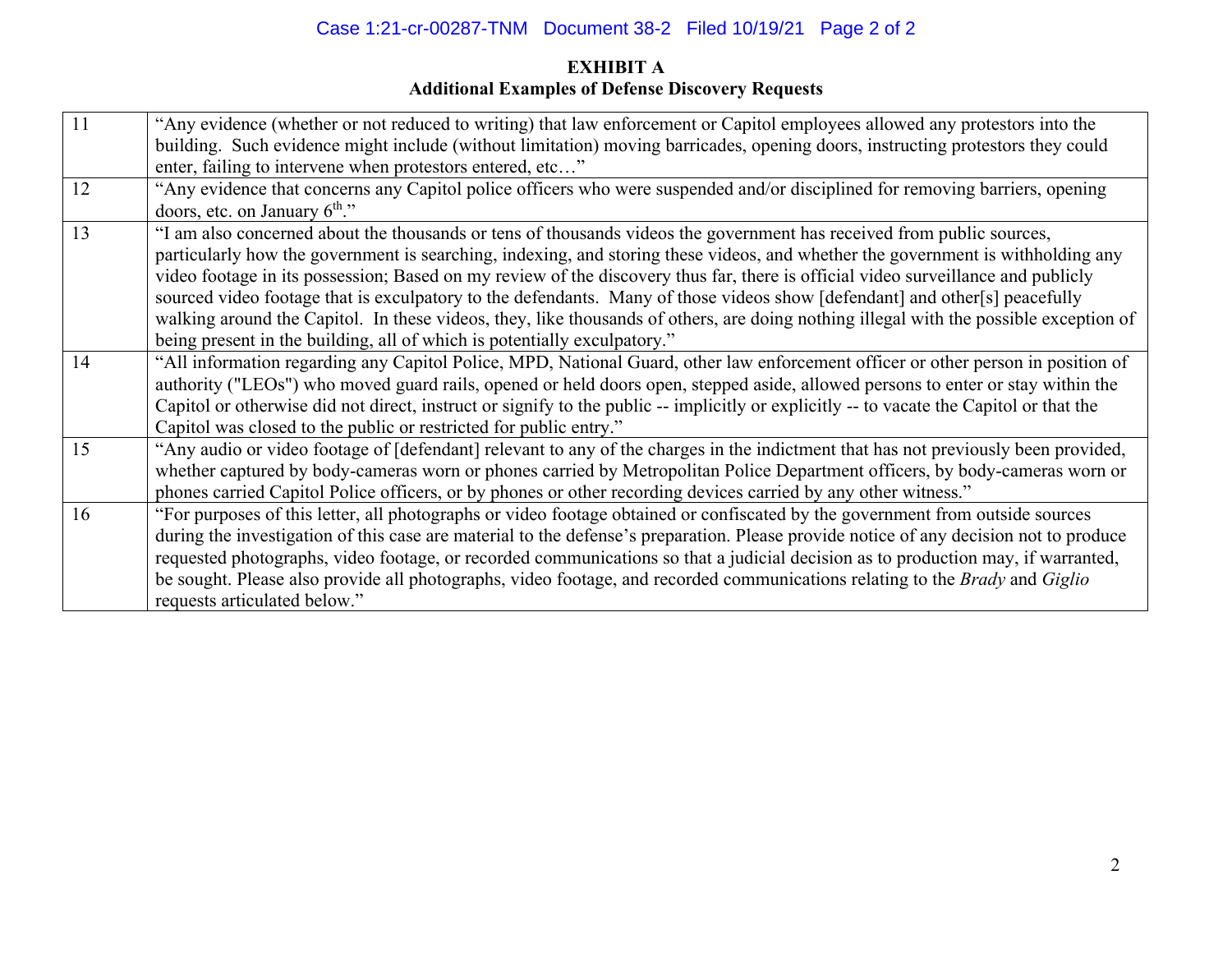**EXHIBIT A**
**Additional Examples of Defense Discovery Requests**

| | |
|---|---|
| 11 | "Any evidence (whether or not reduced to writing) that law enforcement or Capitol employees allowed any protestors into the building. Such evidence might include (without limitation) moving barricades, opening doors, instructing protestors they could enter, failing to intervene when protestors entered, etc…" |
| 12 | "Any evidence that concerns any Capitol police officers who were suspended and/or disciplined for removing barriers, opening doors, etc. on January 6th." |
| 13 | "I am also concerned about the thousands or tens of thousands videos the government has received from public sources, particularly how the government is searching, indexing, and storing these videos, and whether the government is withholding any video footage in its possession; Based on my review of the discovery thus far, there is official video surveillance and publicly sourced video footage that is exculpatory to the defendants. Many of those videos show [defendant] and other[s] peacefully walking around the Capitol. In these videos, they, like thousands of others, are doing nothing illegal with the possible exception of being present in the building, all of which is potentially exculpatory." |
| 14 | "All information regarding any Capitol Police, MPD, National Guard, other law enforcement officer or other person in position of authority ("LEOs") who moved guard rails, opened or held doors open, stepped aside, allowed persons to enter or stay within the Capitol or otherwise did not direct, instruct or signify to the public -- implicitly or explicitly -- to vacate the Capitol or that the Capitol was closed to the public or restricted for public entry." |
| 15 | "Any audio or video footage of [defendant] relevant to any of the charges in the indictment that has not previously been provided, whether captured by body-cameras worn or phones carried by Metropolitan Police Department officers, by body-cameras worn or phones carried Capitol Police officers, or by phones or other recording devices carried by any other witness." |
| 16 | "For purposes of this letter, all photographs or video footage obtained or confiscated by the government from outside sources during the investigation of this case are material to the defense's preparation. Please provide notice of any decision not to produce requested photographs, video footage, or recorded communications so that a judicial decision as to production may, if warranted, be sought. Please also provide all photographs, video footage, and recorded communications relating to the *Brady* and *Giglio* requests articulated below." |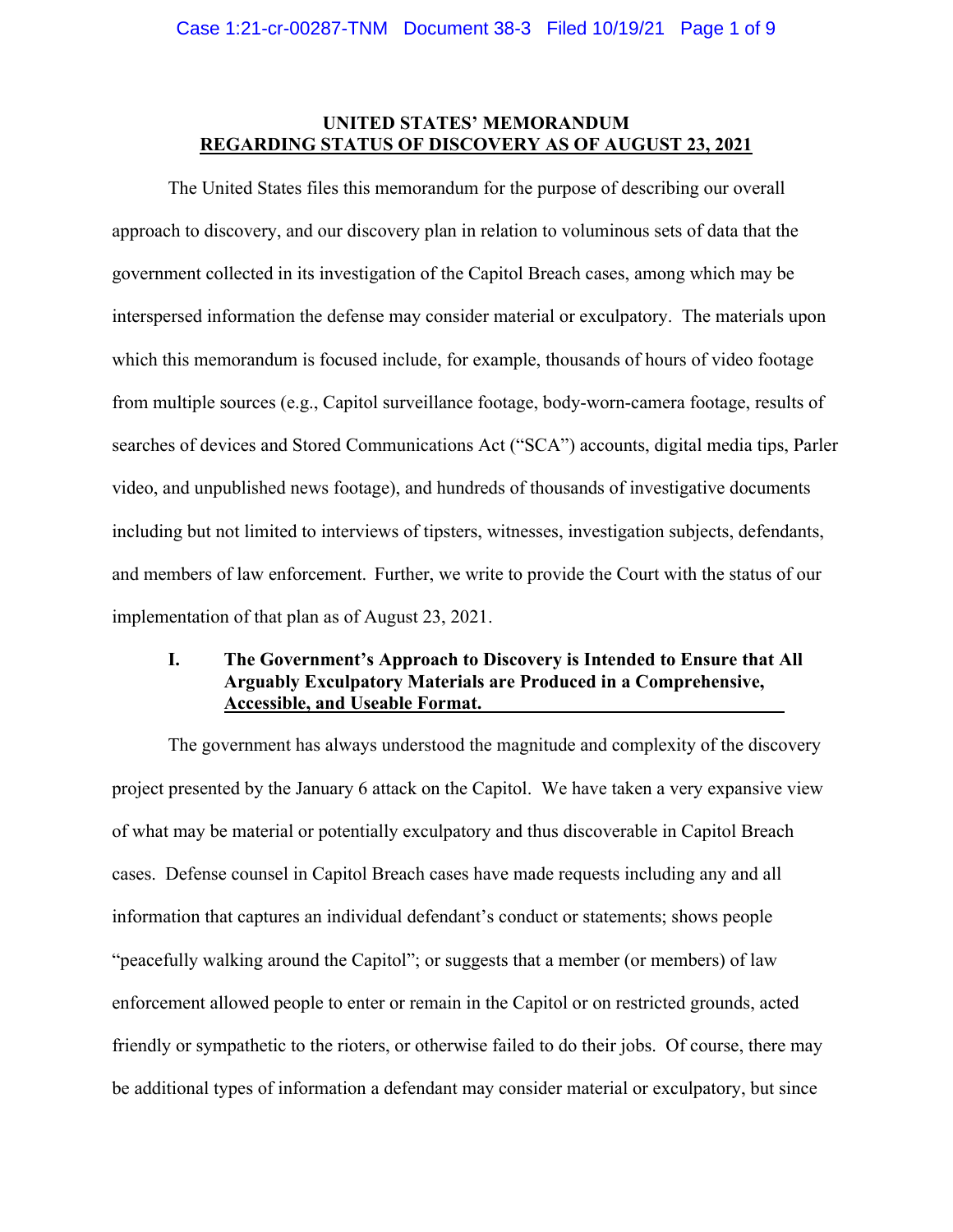**UNITED STATES' MEMORANDUM**
**REGARDING STATUS OF DISCOVERY AS OF AUGUST 23, 2021**

The United States files this memorandum for the purpose of describing our overall approach to discovery, and our discovery plan in relation to voluminous sets of data that the government collected in its investigation of the Capitol Breach cases, among which may be interspersed information the defense may consider material or exculpatory. The materials upon which this memorandum is focused include, for example, thousands of hours of video footage from multiple sources (e.g., Capitol surveillance footage, body-worn-camera footage, results of searches of devices and Stored Communications Act ("SCA") accounts, digital media tips, Parler video, and unpublished news footage), and hundreds of thousands of investigative documents including but not limited to interviews of tipsters, witnesses, investigation subjects, defendants, and members of law enforcement. Further, we write to provide the Court with the status of our implementation of that plan as of August 23, 2021.

## I. The Government's Approach to Discovery is Intended to Ensure that All Arguably Exculpatory Materials are Produced in a Comprehensive, Accessible, and Useable Format.

The government has always understood the magnitude and complexity of the discovery project presented by the January 6 attack on the Capitol. We have taken a very expansive view of what may be material or potentially exculpatory and thus discoverable in Capitol Breach cases. Defense counsel in Capitol Breach cases have made requests including any and all information that captures an individual defendant's conduct or statements; shows people "peacefully walking around the Capitol"; or suggests that a member (or members) of law enforcement allowed people to enter or remain in the Capitol or on restricted grounds, acted friendly or sympathetic to the rioters, or otherwise failed to do their jobs. Of course, there may be additional types of information a defendant may consider material or exculpatory, but since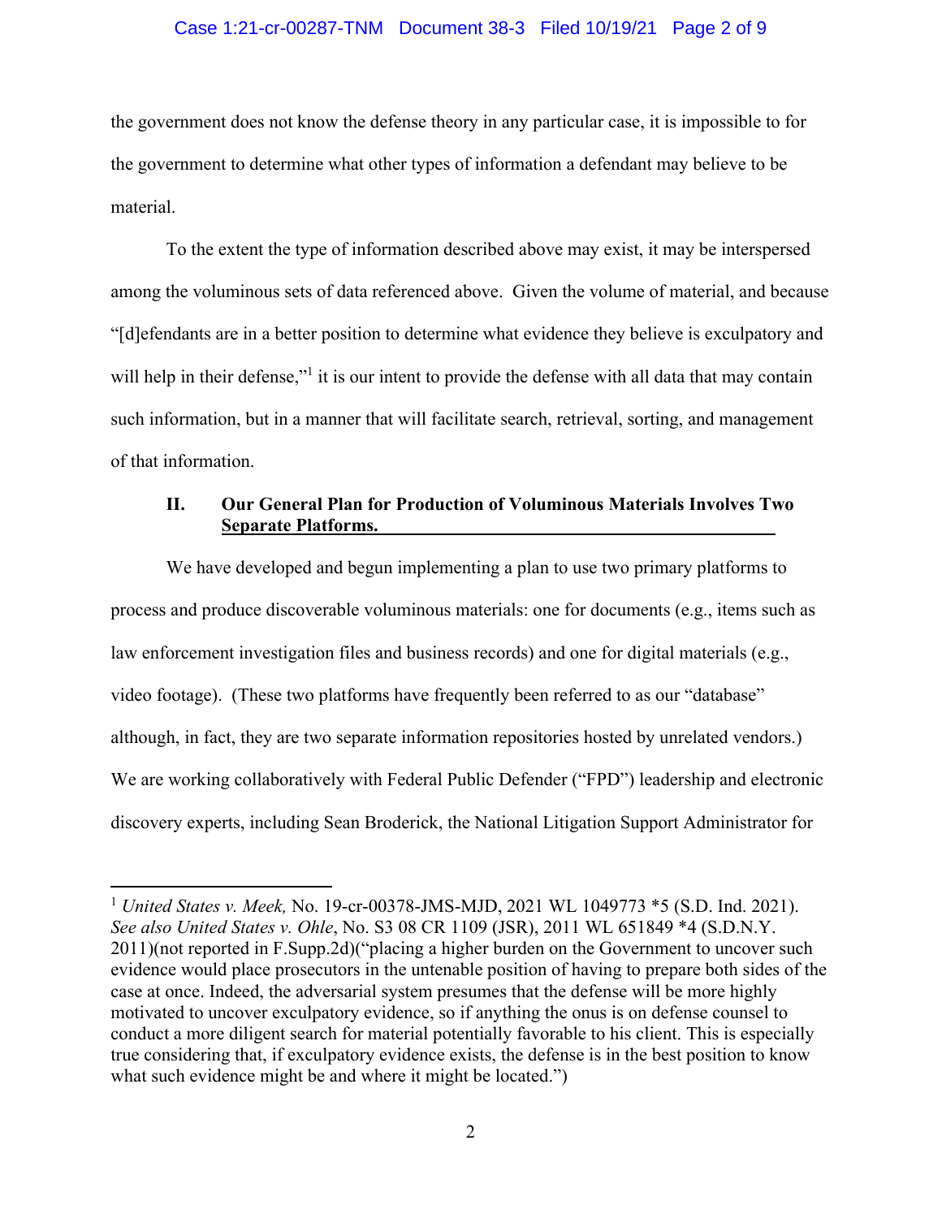the government does not know the defense theory in any particular case, it is impossible to for the government to determine what other types of information a defendant may believe to be material.

To the extent the type of information described above may exist, it may be interspersed among the voluminous sets of data referenced above. Given the volume of material, and because "[d]efendants are in a better position to determine what evidence they believe is exculpatory and will help in their defense,"[1] it is our intent to provide the defense with all data that may contain such information, but in a manner that will facilitate search, retrieval, sorting, and management of that information.

## II. Our General Plan for Production of Voluminous Materials Involves Two Separate Platforms.

We have developed and begun implementing a plan to use two primary platforms to process and produce discoverable voluminous materials: one for documents (e.g., items such as law enforcement investigation files and business records) and one for digital materials (e.g., video footage). (These two platforms have frequently been referred to as our "database" although, in fact, they are two separate information repositories hosted by unrelated vendors.) We are working collaboratively with Federal Public Defender ("FPD") leadership and electronic discovery experts, including Sean Broderick, the National Litigation Support Administrator for

---

[1] *United States v. Meek,* No. 19-cr-00378-JMS-MJD, 2021 WL 1049773 *5 (S.D. Ind. 2021). *See also United States v. Ohle*, No. S3 08 CR 1109 (JSR), 2011 WL 651849 *4 (S.D.N.Y. 2011)(not reported in F.Supp.2d)("placing a higher burden on the Government to uncover such evidence would place prosecutors in the untenable position of having to prepare both sides of the case at once. Indeed, the adversarial system presumes that the defense will be more highly motivated to uncover exculpatory evidence, so if anything the onus is on defense counsel to conduct a more diligent search for material potentially favorable to his client. This is especially true considering that, if exculpatory evidence exists, the defense is in the best position to know what such evidence might be and where it might be located.")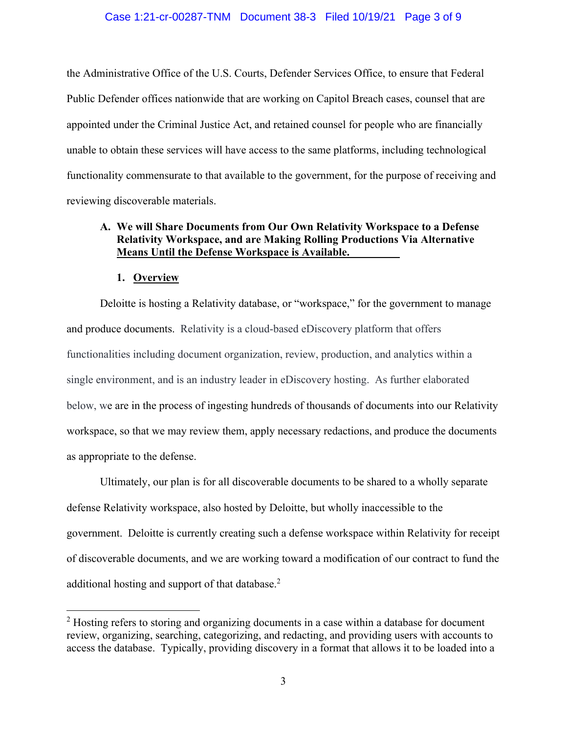the Administrative Office of the U.S. Courts, Defender Services Office, to ensure that Federal Public Defender offices nationwide that are working on Capitol Breach cases, counsel that are appointed under the Criminal Justice Act, and retained counsel for people who are financially unable to obtain these services will have access to the same platforms, including technological functionality commensurate to that available to the government, for the purpose of receiving and reviewing discoverable materials.

**A. We will Share Documents from Our Own Relativity Workspace to a Defense Relativity Workspace, and are Making Rolling Productions Via Alternative Means Until the Defense Workspace is Available.**

**1. Overview**

Deloitte is hosting a Relativity database, or "workspace," for the government to manage and produce documents. Relativity is a cloud-based eDiscovery platform that offers functionalities including document organization, review, production, and analytics within a single environment, and is an industry leader in eDiscovery hosting. As further elaborated below, we are in the process of ingesting hundreds of thousands of documents into our Relativity workspace, so that we may review them, apply necessary redactions, and produce the documents as appropriate to the defense.

Ultimately, our plan is for all discoverable documents to be shared to a wholly separate defense Relativity workspace, also hosted by Deloitte, but wholly inaccessible to the government. Deloitte is currently creating such a defense workspace within Relativity for receipt of discoverable documents, and we are working toward a modification of our contract to fund the additional hosting and support of that database.[2]

[2] Hosting refers to storing and organizing documents in a case within a database for document review, organizing, searching, categorizing, and redacting, and providing users with accounts to access the database. Typically, providing discovery in a format that allows it to be loaded into a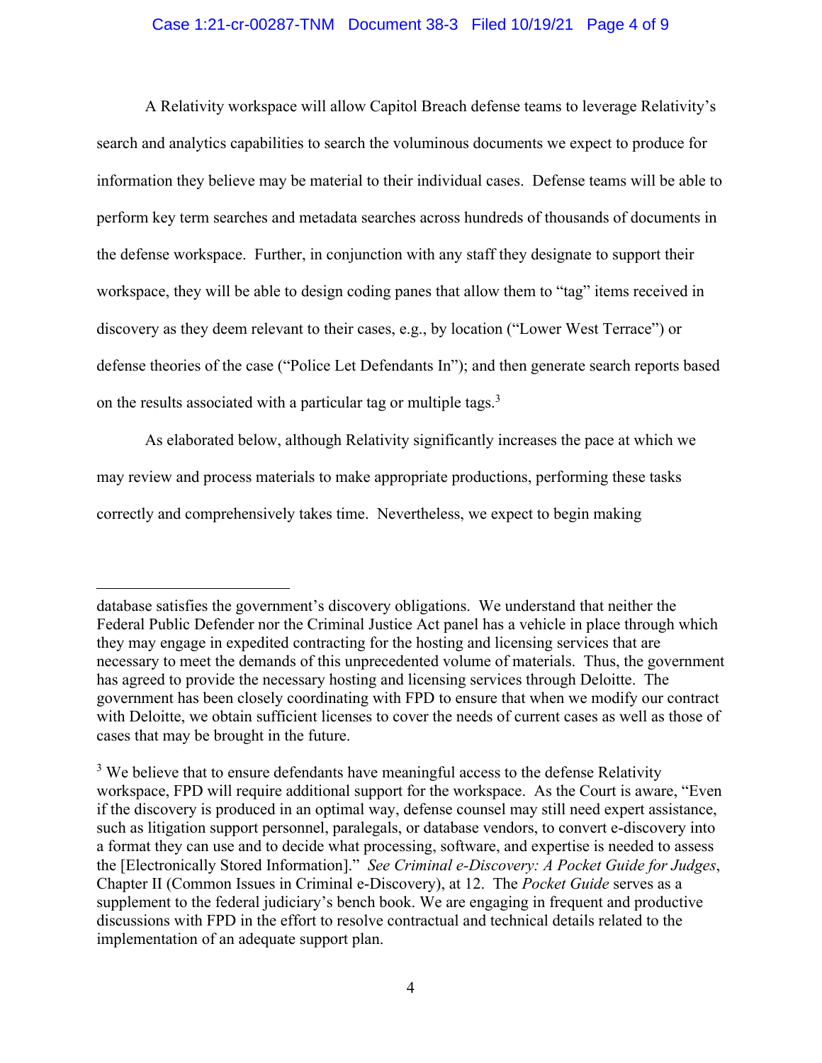A Relativity workspace will allow Capitol Breach defense teams to leverage Relativity's search and analytics capabilities to search the voluminous documents we expect to produce for information they believe may be material to their individual cases. Defense teams will be able to perform key term searches and metadata searches across hundreds of thousands of documents in the defense workspace. Further, in conjunction with any staff they designate to support their workspace, they will be able to design coding panes that allow them to "tag" items received in discovery as they deem relevant to their cases, e.g., by location ("Lower West Terrace") or defense theories of the case ("Police Let Defendants In"); and then generate search reports based on the results associated with a particular tag or multiple tags.[3]

As elaborated below, although Relativity significantly increases the pace at which we may review and process materials to make appropriate productions, performing these tasks correctly and comprehensively takes time. Nevertheless, we expect to begin making

---

database satisfies the government's discovery obligations. We understand that neither the Federal Public Defender nor the Criminal Justice Act panel has a vehicle in place through which they may engage in expedited contracting for the hosting and licensing services that are necessary to meet the demands of this unprecedented volume of materials. Thus, the government has agreed to provide the necessary hosting and licensing services through Deloitte. The government has been closely coordinating with FPD to ensure that when we modify our contract with Deloitte, we obtain sufficient licenses to cover the needs of current cases as well as those of cases that may be brought in the future.

[3] We believe that to ensure defendants have meaningful access to the defense Relativity workspace, FPD will require additional support for the workspace. As the Court is aware, "Even if the discovery is produced in an optimal way, defense counsel may still need expert assistance, such as litigation support personnel, paralegals, or database vendors, to convert e-discovery into a format they can use and to decide what processing, software, and expertise is needed to assess the [Electronically Stored Information]." *See Criminal e-Discovery: A Pocket Guide for Judges*, Chapter II (Common Issues in Criminal e-Discovery), at 12. The *Pocket Guide* serves as a supplement to the federal judiciary's bench book. We are engaging in frequent and productive discussions with FPD in the effort to resolve contractual and technical details related to the implementation of an adequate support plan.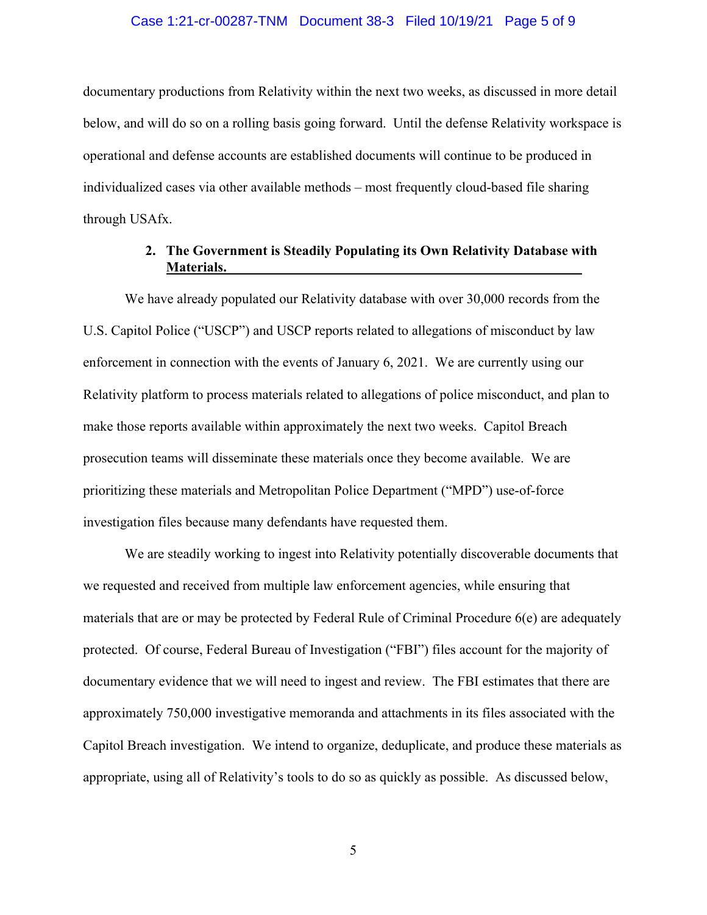documentary productions from Relativity within the next two weeks, as discussed in more detail below, and will do so on a rolling basis going forward. Until the defense Relativity workspace is operational and defense accounts are established documents will continue to be produced in individualized cases via other available methods – most frequently cloud-based file sharing through USAfx.

### 2. The Government is Steadily Populating its Own Relativity Database with Materials.

We have already populated our Relativity database with over 30,000 records from the U.S. Capitol Police ("USCP") and USCP reports related to allegations of misconduct by law enforcement in connection with the events of January 6, 2021. We are currently using our Relativity platform to process materials related to allegations of police misconduct, and plan to make those reports available within approximately the next two weeks. Capitol Breach prosecution teams will disseminate these materials once they become available. We are prioritizing these materials and Metropolitan Police Department ("MPD") use-of-force investigation files because many defendants have requested them.

We are steadily working to ingest into Relativity potentially discoverable documents that we requested and received from multiple law enforcement agencies, while ensuring that materials that are or may be protected by Federal Rule of Criminal Procedure 6(e) are adequately protected. Of course, Federal Bureau of Investigation ("FBI") files account for the majority of documentary evidence that we will need to ingest and review. The FBI estimates that there are approximately 750,000 investigative memoranda and attachments in its files associated with the Capitol Breach investigation. We intend to organize, deduplicate, and produce these materials as appropriate, using all of Relativity's tools to do so as quickly as possible. As discussed below,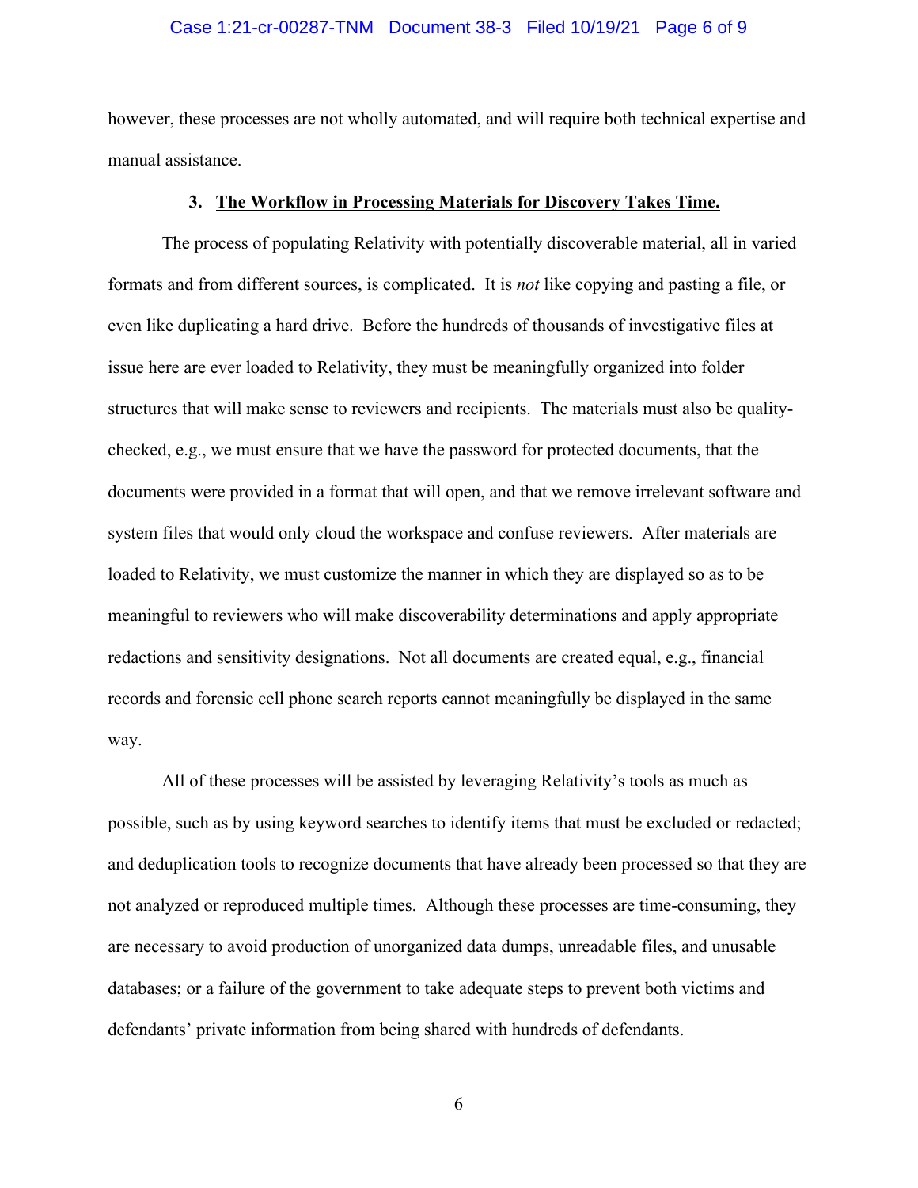however, these processes are not wholly automated, and will require both technical expertise and manual assistance.

### 3. <u>The Workflow in Processing Materials for Discovery Takes Time.</u>

The process of populating Relativity with potentially discoverable material, all in varied formats and from different sources, is complicated. It is *not* like copying and pasting a file, or even like duplicating a hard drive. Before the hundreds of thousands of investigative files at issue here are ever loaded to Relativity, they must be meaningfully organized into folder structures that will make sense to reviewers and recipients. The materials must also be quality-checked, e.g., we must ensure that we have the password for protected documents, that the documents were provided in a format that will open, and that we remove irrelevant software and system files that would only cloud the workspace and confuse reviewers. After materials are loaded to Relativity, we must customize the manner in which they are displayed so as to be meaningful to reviewers who will make discoverability determinations and apply appropriate redactions and sensitivity designations. Not all documents are created equal, e.g., financial records and forensic cell phone search reports cannot meaningfully be displayed in the same way.

All of these processes will be assisted by leveraging Relativity's tools as much as possible, such as by using keyword searches to identify items that must be excluded or redacted; and deduplication tools to recognize documents that have already been processed so that they are not analyzed or reproduced multiple times. Although these processes are time-consuming, they are necessary to avoid production of unorganized data dumps, unreadable files, and unusable databases; or a failure of the government to take adequate steps to prevent both victims and defendants' private information from being shared with hundreds of defendants.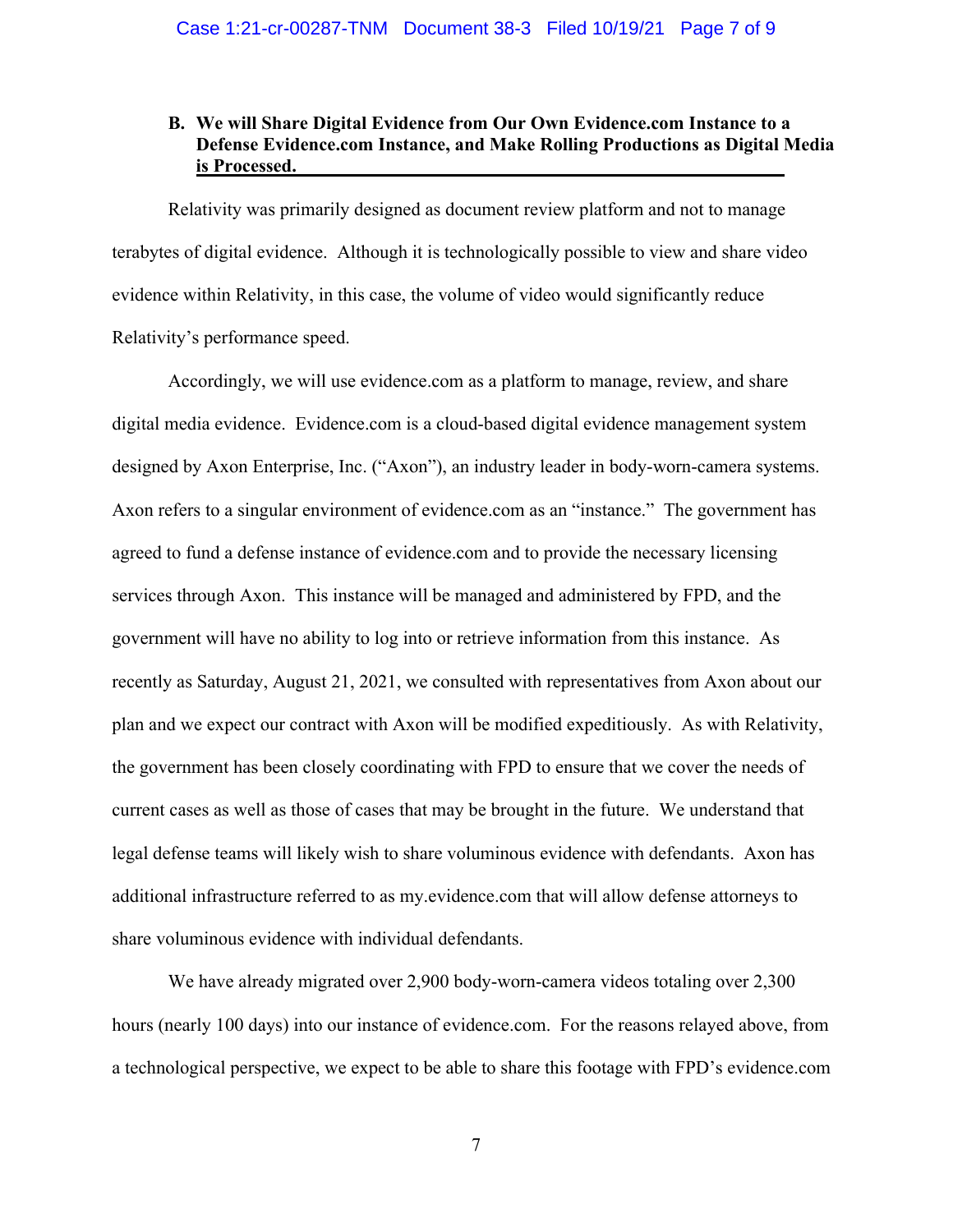### B. We will Share Digital Evidence from Our Own Evidence.com Instance to a Defense Evidence.com Instance, and Make Rolling Productions as Digital Media is Processed.

Relativity was primarily designed as document review platform and not to manage terabytes of digital evidence. Although it is technologically possible to view and share video evidence within Relativity, in this case, the volume of video would significantly reduce Relativity's performance speed.

Accordingly, we will use evidence.com as a platform to manage, review, and share digital media evidence. Evidence.com is a cloud-based digital evidence management system designed by Axon Enterprise, Inc. ("Axon"), an industry leader in body-worn-camera systems. Axon refers to a singular environment of evidence.com as an "instance." The government has agreed to fund a defense instance of evidence.com and to provide the necessary licensing services through Axon. This instance will be managed and administered by FPD, and the government will have no ability to log into or retrieve information from this instance. As recently as Saturday, August 21, 2021, we consulted with representatives from Axon about our plan and we expect our contract with Axon will be modified expeditiously. As with Relativity, the government has been closely coordinating with FPD to ensure that we cover the needs of current cases as well as those of cases that may be brought in the future. We understand that legal defense teams will likely wish to share voluminous evidence with defendants. Axon has additional infrastructure referred to as my.evidence.com that will allow defense attorneys to share voluminous evidence with individual defendants.

We have already migrated over 2,900 body-worn-camera videos totaling over 2,300 hours (nearly 100 days) into our instance of evidence.com. For the reasons relayed above, from a technological perspective, we expect to be able to share this footage with FPD's evidence.com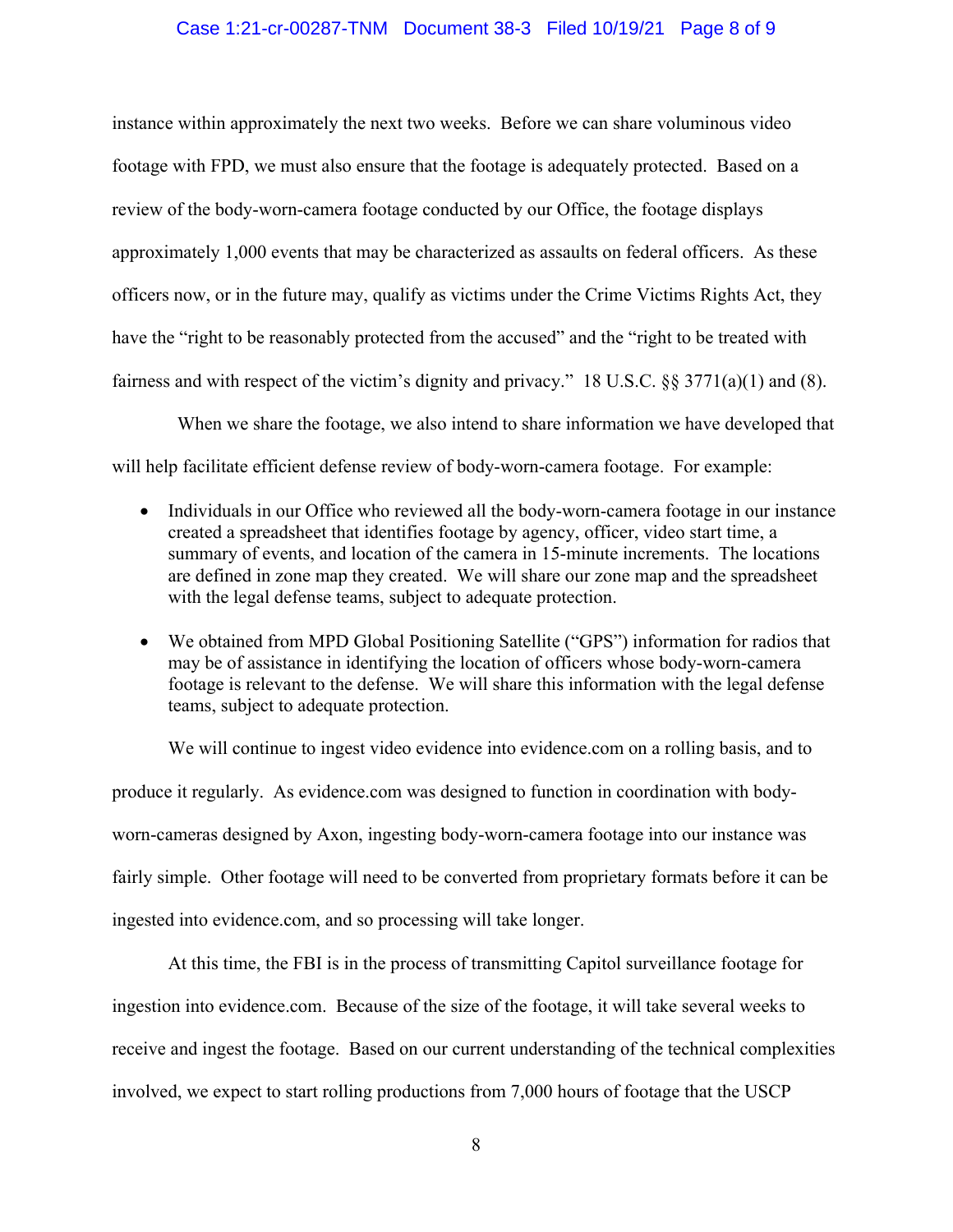instance within approximately the next two weeks. Before we can share voluminous video footage with FPD, we must also ensure that the footage is adequately protected. Based on a review of the body-worn-camera footage conducted by our Office, the footage displays approximately 1,000 events that may be characterized as assaults on federal officers. As these officers now, or in the future may, qualify as victims under the Crime Victims Rights Act, they have the "right to be reasonably protected from the accused" and the "right to be treated with fairness and with respect of the victim's dignity and privacy." 18 U.S.C. §§ 3771(a)(1) and (8).

When we share the footage, we also intend to share information we have developed that will help facilitate efficient defense review of body-worn-camera footage. For example:

- Individuals in our Office who reviewed all the body-worn-camera footage in our instance created a spreadsheet that identifies footage by agency, officer, video start time, a summary of events, and location of the camera in 15-minute increments. The locations are defined in zone map they created. We will share our zone map and the spreadsheet with the legal defense teams, subject to adequate protection.
- We obtained from MPD Global Positioning Satellite ("GPS") information for radios that may be of assistance in identifying the location of officers whose body-worn-camera footage is relevant to the defense. We will share this information with the legal defense teams, subject to adequate protection.

We will continue to ingest video evidence into evidence.com on a rolling basis, and to produce it regularly. As evidence.com was designed to function in coordination with body-worn-cameras designed by Axon, ingesting body-worn-camera footage into our instance was fairly simple. Other footage will need to be converted from proprietary formats before it can be ingested into evidence.com, and so processing will take longer.

At this time, the FBI is in the process of transmitting Capitol surveillance footage for ingestion into evidence.com. Because of the size of the footage, it will take several weeks to receive and ingest the footage. Based on our current understanding of the technical complexities involved, we expect to start rolling productions from 7,000 hours of footage that the USCP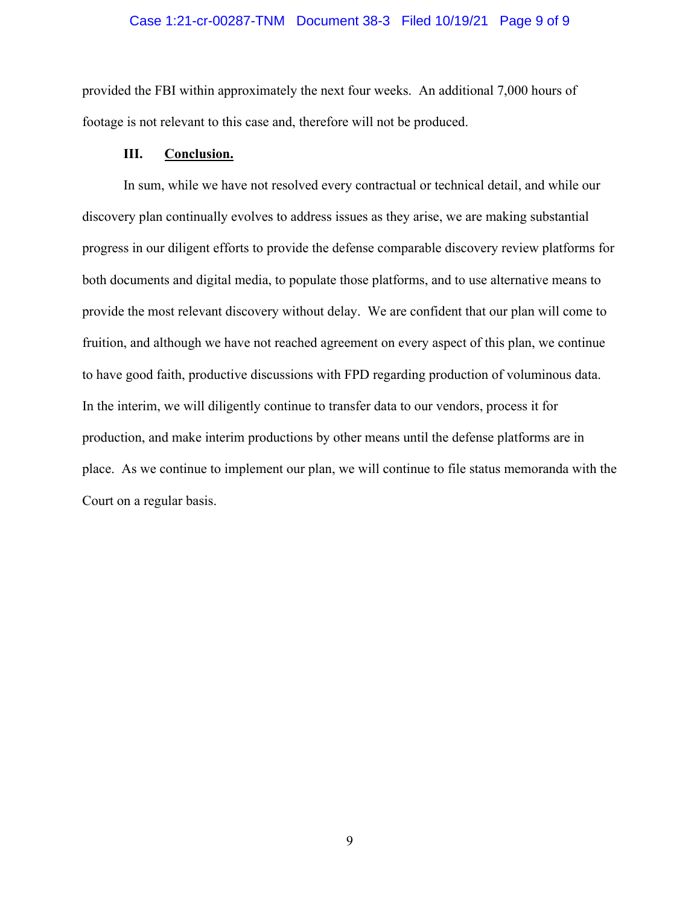provided the FBI within approximately the next four weeks. An additional 7,000 hours of footage is not relevant to this case and, therefore will not be produced.

### III. Conclusion.

In sum, while we have not resolved every contractual or technical detail, and while our discovery plan continually evolves to address issues as they arise, we are making substantial progress in our diligent efforts to provide the defense comparable discovery review platforms for both documents and digital media, to populate those platforms, and to use alternative means to provide the most relevant discovery without delay. We are confident that our plan will come to fruition, and although we have not reached agreement on every aspect of this plan, we continue to have good faith, productive discussions with FPD regarding production of voluminous data. In the interim, we will diligently continue to transfer data to our vendors, process it for production, and make interim productions by other means until the defense platforms are in place. As we continue to implement our plan, we will continue to file status memoranda with the Court on a regular basis.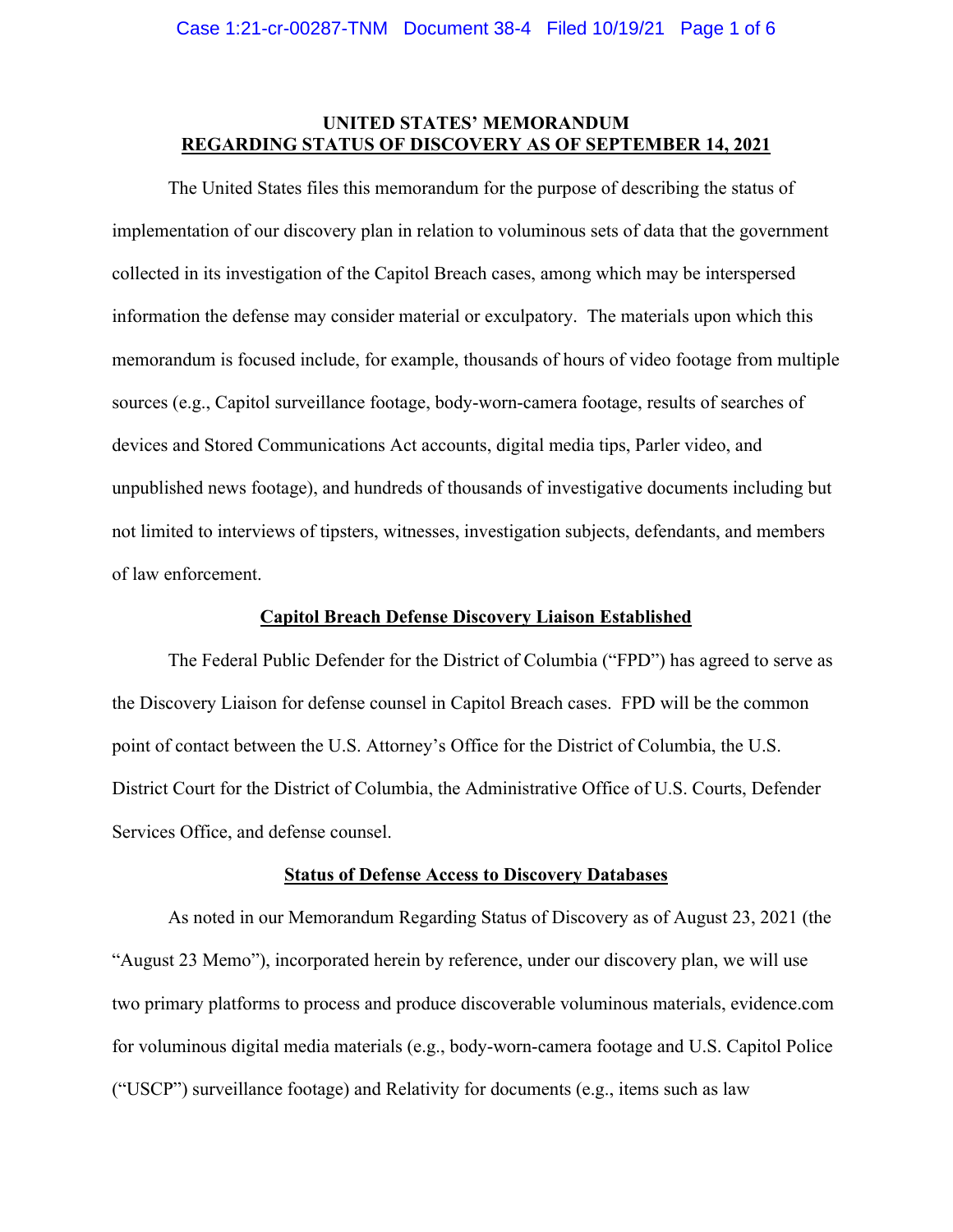**UNITED STATES' MEMORANDUM**
**REGARDING STATUS OF DISCOVERY AS OF SEPTEMBER 14, 2021**

The United States files this memorandum for the purpose of describing the status of implementation of our discovery plan in relation to voluminous sets of data that the government collected in its investigation of the Capitol Breach cases, among which may be interspersed information the defense may consider material or exculpatory. The materials upon which this memorandum is focused include, for example, thousands of hours of video footage from multiple sources (e.g., Capitol surveillance footage, body-worn-camera footage, results of searches of devices and Stored Communications Act accounts, digital media tips, Parler video, and unpublished news footage), and hundreds of thousands of investigative documents including but not limited to interviews of tipsters, witnesses, investigation subjects, defendants, and members of law enforcement.

**Capitol Breach Defense Discovery Liaison Established**

The Federal Public Defender for the District of Columbia ("FPD") has agreed to serve as the Discovery Liaison for defense counsel in Capitol Breach cases. FPD will be the common point of contact between the U.S. Attorney's Office for the District of Columbia, the U.S. District Court for the District of Columbia, the Administrative Office of U.S. Courts, Defender Services Office, and defense counsel.

**Status of Defense Access to Discovery Databases**

As noted in our Memorandum Regarding Status of Discovery as of August 23, 2021 (the "August 23 Memo"), incorporated herein by reference, under our discovery plan, we will use two primary platforms to process and produce discoverable voluminous materials, evidence.com for voluminous digital media materials (e.g., body-worn-camera footage and U.S. Capitol Police ("USCP") surveillance footage) and Relativity for documents (e.g., items such as law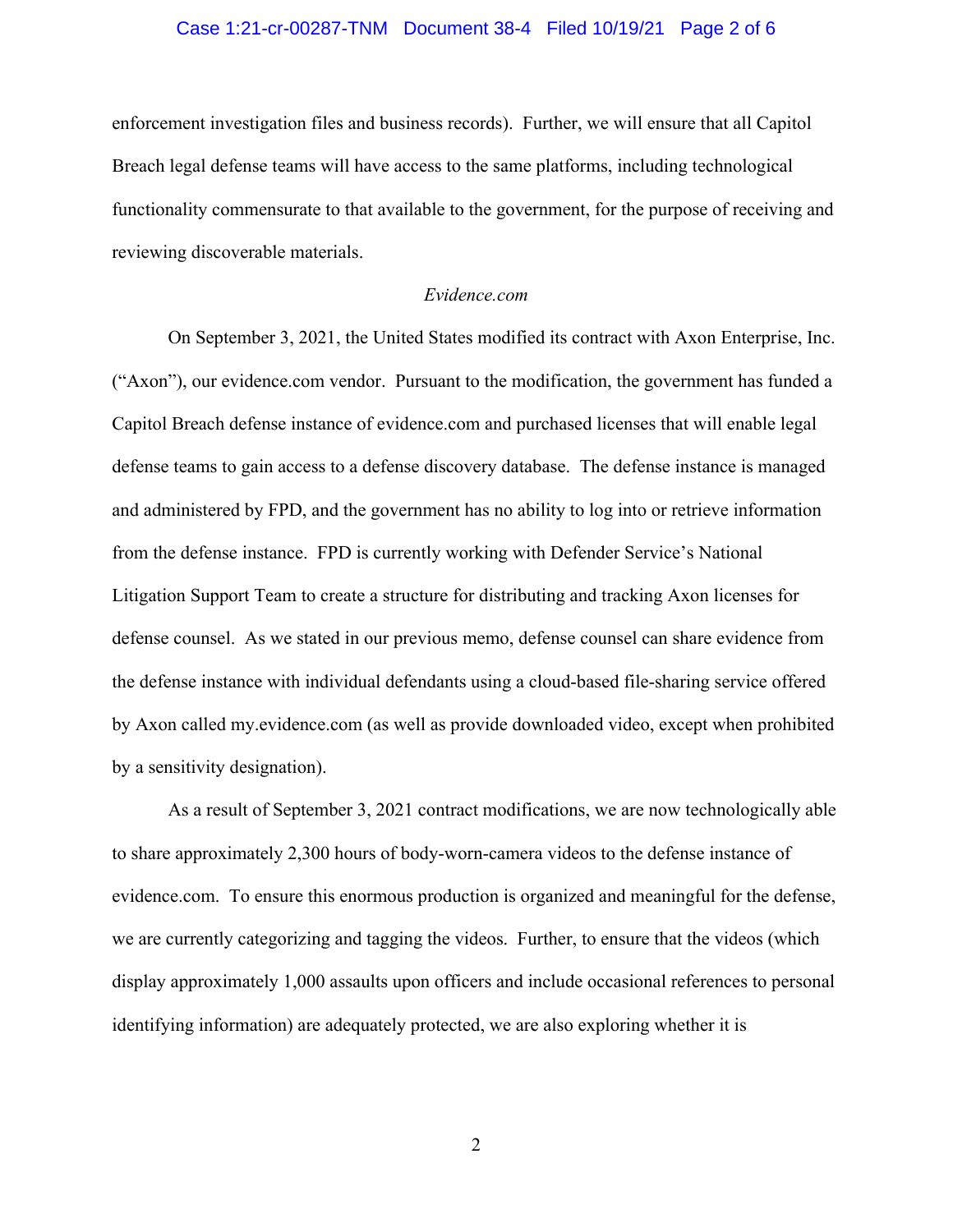enforcement investigation files and business records). Further, we will ensure that all Capitol Breach legal defense teams will have access to the same platforms, including technological functionality commensurate to that available to the government, for the purpose of receiving and reviewing discoverable materials.

*Evidence.com*

On September 3, 2021, the United States modified its contract with Axon Enterprise, Inc. ("Axon"), our evidence.com vendor. Pursuant to the modification, the government has funded a Capitol Breach defense instance of evidence.com and purchased licenses that will enable legal defense teams to gain access to a defense discovery database. The defense instance is managed and administered by FPD, and the government has no ability to log into or retrieve information from the defense instance. FPD is currently working with Defender Service's National Litigation Support Team to create a structure for distributing and tracking Axon licenses for defense counsel. As we stated in our previous memo, defense counsel can share evidence from the defense instance with individual defendants using a cloud-based file-sharing service offered by Axon called my.evidence.com (as well as provide downloaded video, except when prohibited by a sensitivity designation).

As a result of September 3, 2021 contract modifications, we are now technologically able to share approximately 2,300 hours of body-worn-camera videos to the defense instance of evidence.com. To ensure this enormous production is organized and meaningful for the defense, we are currently categorizing and tagging the videos. Further, to ensure that the videos (which display approximately 1,000 assaults upon officers and include occasional references to personal identifying information) are adequately protected, we are also exploring whether it is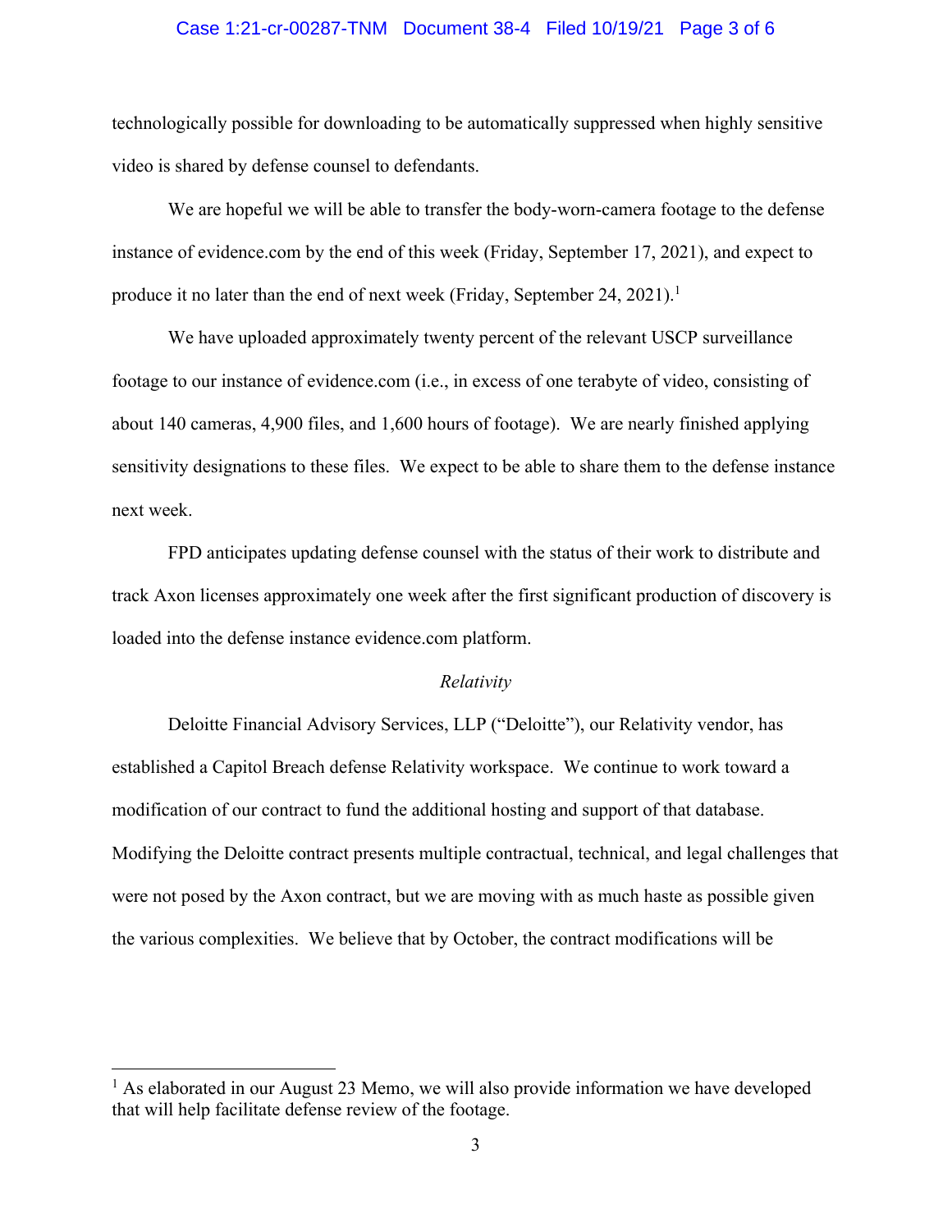technologically possible for downloading to be automatically suppressed when highly sensitive video is shared by defense counsel to defendants.

We are hopeful we will be able to transfer the body-worn-camera footage to the defense instance of evidence.com by the end of this week (Friday, September 17, 2021), and expect to produce it no later than the end of next week (Friday, September 24, 2021).[1]

We have uploaded approximately twenty percent of the relevant USCP surveillance footage to our instance of evidence.com (i.e., in excess of one terabyte of video, consisting of about 140 cameras, 4,900 files, and 1,600 hours of footage). We are nearly finished applying sensitivity designations to these files. We expect to be able to share them to the defense instance next week.

FPD anticipates updating defense counsel with the status of their work to distribute and track Axon licenses approximately one week after the first significant production of discovery is loaded into the defense instance evidence.com platform.

*Relativity*

Deloitte Financial Advisory Services, LLP ("Deloitte"), our Relativity vendor, has established a Capitol Breach defense Relativity workspace. We continue to work toward a modification of our contract to fund the additional hosting and support of that database. Modifying the Deloitte contract presents multiple contractual, technical, and legal challenges that were not posed by the Axon contract, but we are moving with as much haste as possible given the various complexities. We believe that by October, the contract modifications will be

[1] As elaborated in our August 23 Memo, we will also provide information we have developed that will help facilitate defense review of the footage.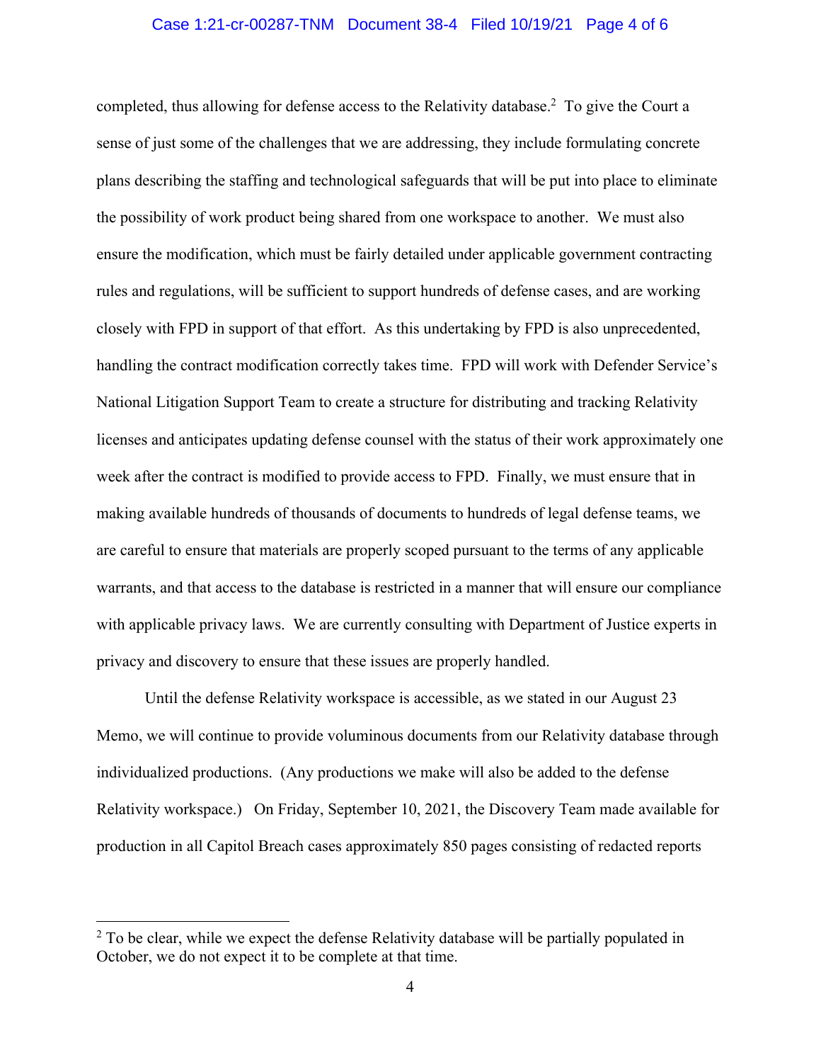completed, thus allowing for defense access to the Relativity database.[2] To give the Court a sense of just some of the challenges that we are addressing, they include formulating concrete plans describing the staffing and technological safeguards that will be put into place to eliminate the possibility of work product being shared from one workspace to another. We must also ensure the modification, which must be fairly detailed under applicable government contracting rules and regulations, will be sufficient to support hundreds of defense cases, and are working closely with FPD in support of that effort. As this undertaking by FPD is also unprecedented, handling the contract modification correctly takes time. FPD will work with Defender Service's National Litigation Support Team to create a structure for distributing and tracking Relativity licenses and anticipates updating defense counsel with the status of their work approximately one week after the contract is modified to provide access to FPD. Finally, we must ensure that in making available hundreds of thousands of documents to hundreds of legal defense teams, we are careful to ensure that materials are properly scoped pursuant to the terms of any applicable warrants, and that access to the database is restricted in a manner that will ensure our compliance with applicable privacy laws. We are currently consulting with Department of Justice experts in privacy and discovery to ensure that these issues are properly handled.

Until the defense Relativity workspace is accessible, as we stated in our August 23 Memo, we will continue to provide voluminous documents from our Relativity database through individualized productions. (Any productions we make will also be added to the defense Relativity workspace.) On Friday, September 10, 2021, the Discovery Team made available for production in all Capitol Breach cases approximately 850 pages consisting of redacted reports

---

[2] To be clear, while we expect the defense Relativity database will be partially populated in October, we do not expect it to be complete at that time.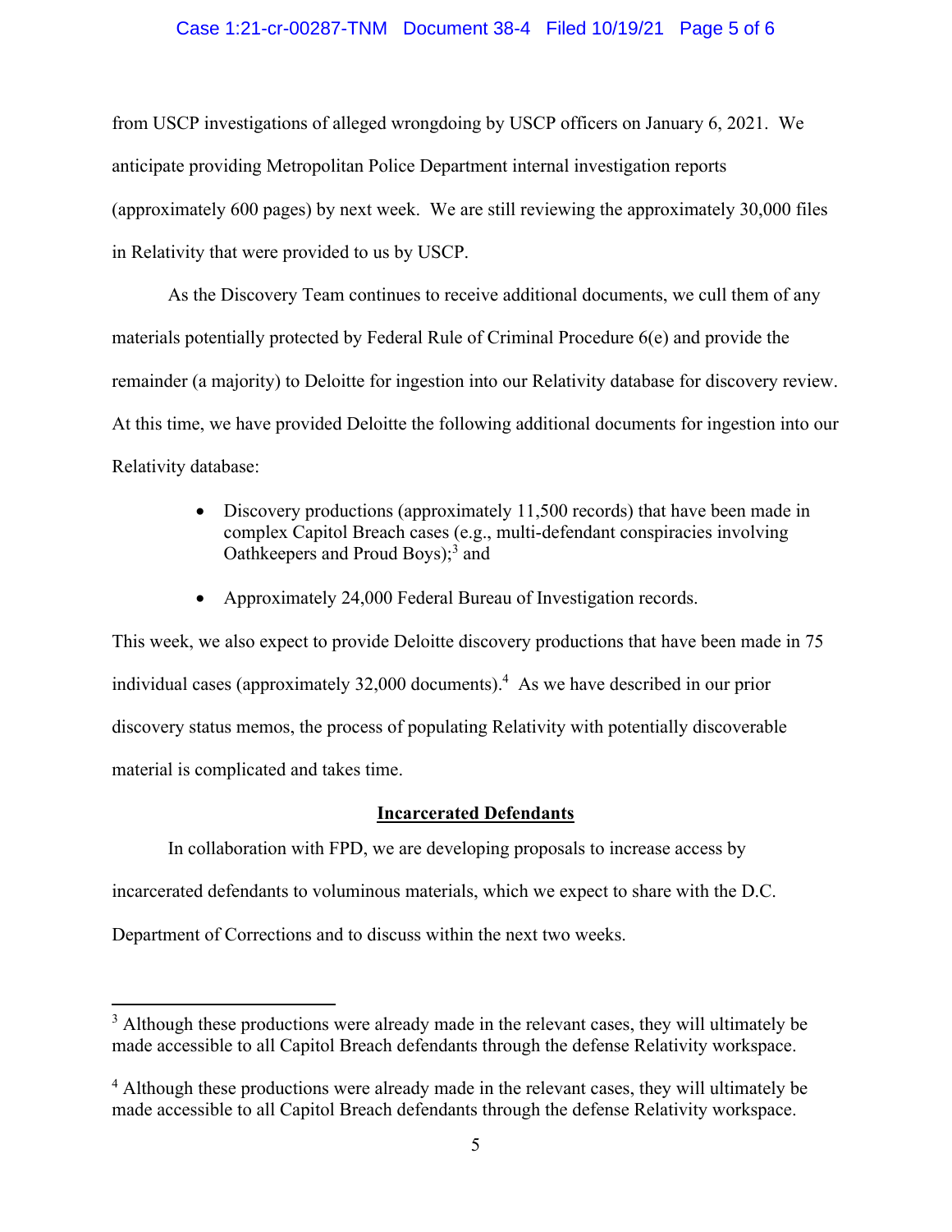from USCP investigations of alleged wrongdoing by USCP officers on January 6, 2021. We anticipate providing Metropolitan Police Department internal investigation reports (approximately 600 pages) by next week. We are still reviewing the approximately 30,000 files in Relativity that were provided to us by USCP.

As the Discovery Team continues to receive additional documents, we cull them of any materials potentially protected by Federal Rule of Criminal Procedure 6(e) and provide the remainder (a majority) to Deloitte for ingestion into our Relativity database for discovery review. At this time, we have provided Deloitte the following additional documents for ingestion into our Relativity database:

- Discovery productions (approximately 11,500 records) that have been made in complex Capitol Breach cases (e.g., multi-defendant conspiracies involving Oathkeepers and Proud Boys);[3] and
- Approximately 24,000 Federal Bureau of Investigation records.

This week, we also expect to provide Deloitte discovery productions that have been made in 75 individual cases (approximately 32,000 documents).[4] As we have described in our prior discovery status memos, the process of populating Relativity with potentially discoverable material is complicated and takes time.

## Incarcerated Defendants

In collaboration with FPD, we are developing proposals to increase access by incarcerated defendants to voluminous materials, which we expect to share with the D.C. Department of Corrections and to discuss within the next two weeks.

---

[3] Although these productions were already made in the relevant cases, they will ultimately be made accessible to all Capitol Breach defendants through the defense Relativity workspace.

[4] Although these productions were already made in the relevant cases, they will ultimately be made accessible to all Capitol Breach defendants through the defense Relativity workspace.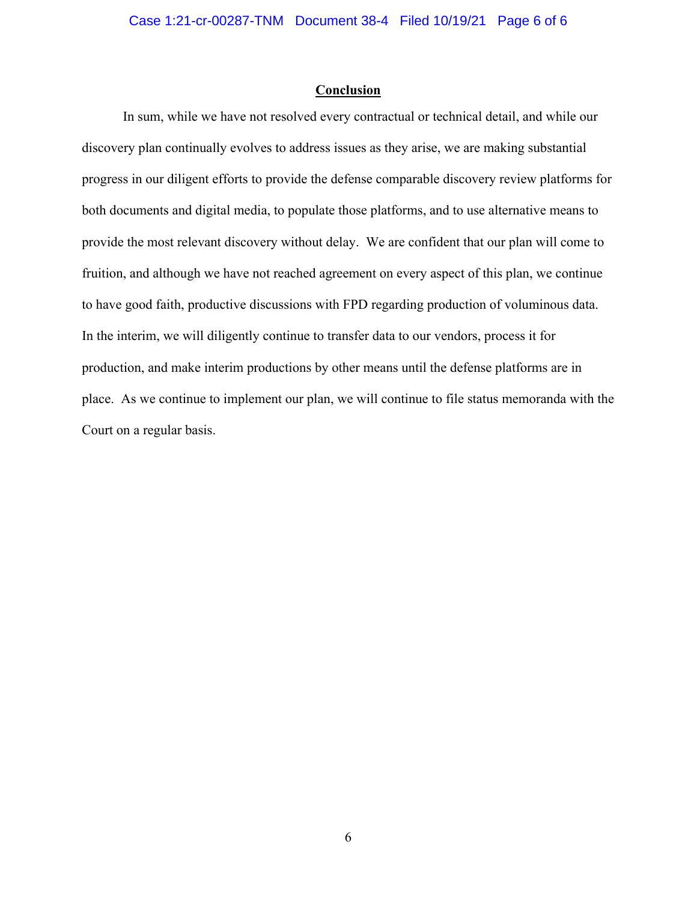## Conclusion

In sum, while we have not resolved every contractual or technical detail, and while our discovery plan continually evolves to address issues as they arise, we are making substantial progress in our diligent efforts to provide the defense comparable discovery review platforms for both documents and digital media, to populate those platforms, and to use alternative means to provide the most relevant discovery without delay. We are confident that our plan will come to fruition, and although we have not reached agreement on every aspect of this plan, we continue to have good faith, productive discussions with FPD regarding production of voluminous data. In the interim, we will diligently continue to transfer data to our vendors, process it for production, and make interim productions by other means until the defense platforms are in place. As we continue to implement our plan, we will continue to file status memoranda with the Court on a regular basis.